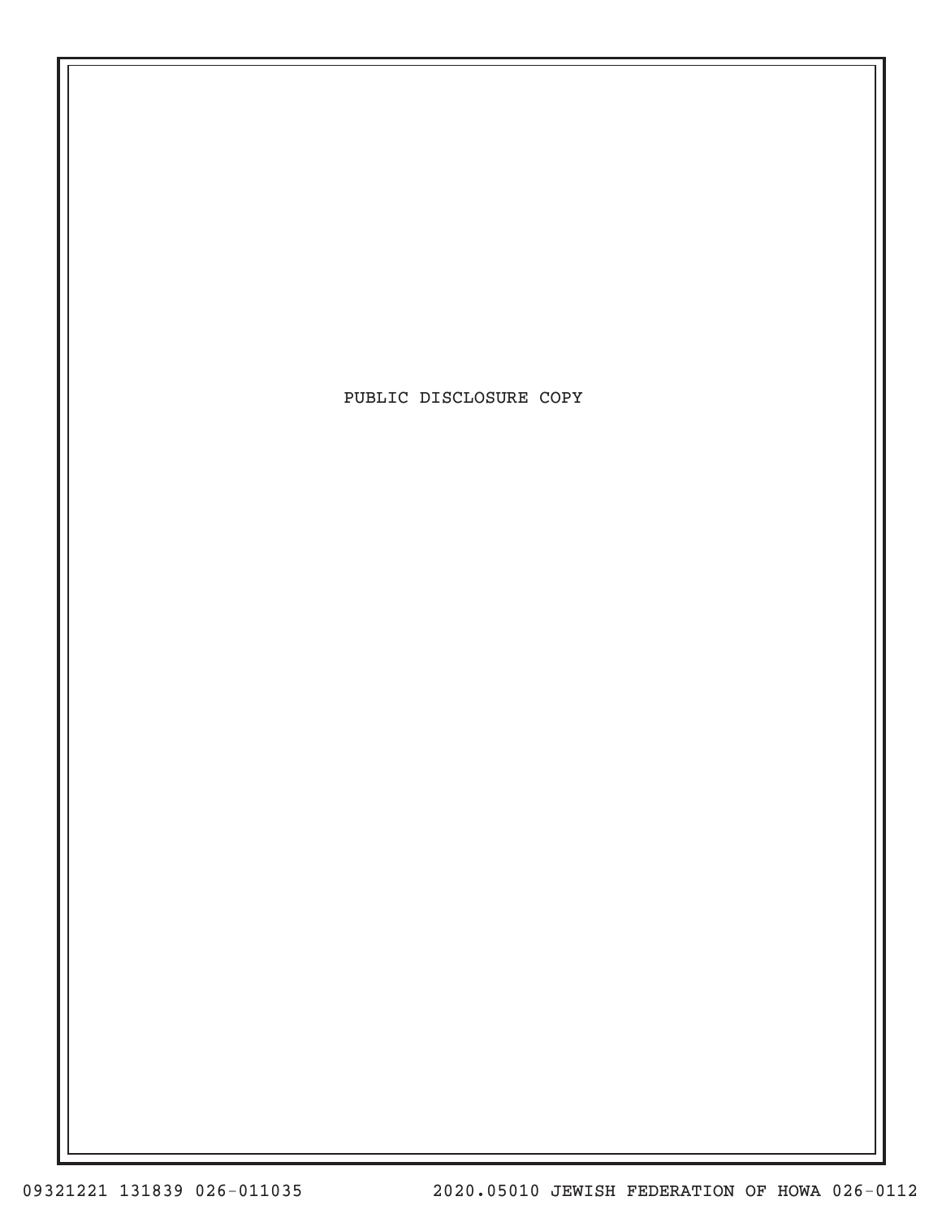PUBLIC DISCLOSURE COPY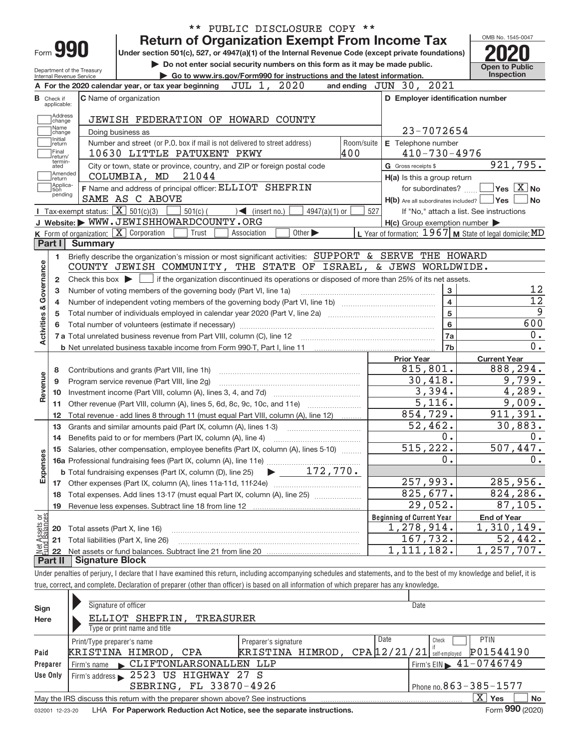** PUBLIC DISCLOSURE COPY **

# Form 990 — Return of Organization Exempt From Income Tax

**Under section 501(c), 527, or 4947(a)(1) of the Internal Revenue Code (except private foundations)**

▶ Do not enter social security numbers on this form as it may be made public.

▶ Go to www.irs.gov/Form990 for instructions and the latest information.

Department of the Treasury
Internal Revenue Service

OMB No. 1545-0047

**2020**

**Open to Public Inspection**

**A** For the 2020 calendar year, or tax year beginning JUL 1, 2020 and ending JUN 30, 2021

**B** Check if applicable: Address change, Name change, Initial return, Final return/terminated, Amended return, Application pending

**C** Name of organization: JEWISH FEDERATION OF HOWARD COUNTY

Doing business as

Number and street (or P.O. box if mail is not delivered to street address): 10630 LITTLE PATUXENT PKWY — Room/suite: 400

City or town, state or province, country, and ZIP or foreign postal code: COLUMBIA, MD 21044

**D** Employer identification number: 23-7072654

**E** Telephone number: 410-730-4976

**G** Gross receipts $ 921,795.

**F** Name and address of principal officer: ELLIOT SHEFRIN, SAME AS C ABOVE

**H(a)** Is this a group return for subordinates? ☐ Yes ☒ No

**H(b)** Are all subordinates included? ☐ Yes ☐ No — If "No," attach a list. See instructions

**H(c)** Group exemption number ▶

**I** Tax-exempt status: ☒ 501(c)(3) ☐ 501(c) ( ) ◀ (insert no.) ☐ 4947(a)(1) or ☐ 527

**J** Website: ▶ WWW.JEWISHHOWARDCOUNTY.ORG

**K** Form of organization: ☒ Corporation ☐ Trust ☐ Association ☐ Other ▶

**L** Year of formation: 1967 **M** State of legal domicile: MD

## Part I Summary

**Activities & Governance**

1. Briefly describe the organization's mission or most significant activities: SUPPORT & SERVE THE HOWARD COUNTY JEWISH COMMUNITY, THE STATE OF ISRAEL, & JEWS WORLDWIDE.
2. Check this box ▶ ☐ if the organization discontinued its operations or disposed of more than 25% of its net assets.

| | | Line | |
|---|---|---|---|
| 3 | Number of voting members of the governing body (Part VI, line 1a) | 3 | 12 |
| 4 | Number of independent voting members of the governing body (Part VI, line 1b) | 4 | 12 |
| 5 | Total number of individuals employed in calendar year 2020 (Part V, line 2a) | 5 | 9 |
| 6 | Total number of volunteers (estimate if necessary) | 6 | 600 |
| 7a | Total unrelated business revenue from Part VIII, column (C), line 12 | 7a | 0. |
| 7b | Net unrelated business taxable income from Form 990-T, Part I, line 11 | 7b | 0. |

| | | Prior Year | Current Year |
|---|---|---|---|
| **Revenue** | | | |
| 8 | Contributions and grants (Part VIII, line 1h) | 815,801. | 888,294. |
| 9 | Program service revenue (Part VIII, line 2g) | 30,418. | 9,799. |
| 10 | Investment income (Part VIII, column (A), lines 3, 4, and 7d) | 3,394. | 4,289. |
| 11 | Other revenue (Part VIII, column (A), lines 5, 6d, 8c, 9c, 10c, and 11e) | 5,116. | 9,009. |
| 12 | Total revenue - add lines 8 through 11 (must equal Part VIII, column (A), line 12) | 854,729. | 911,391. |
| **Expenses** | | | |
| 13 | Grants and similar amounts paid (Part IX, column (A), lines 1-3) | 52,462. | 30,883. |
| 14 | Benefits paid to or for members (Part IX, column (A), line 4) | 0. | 0. |
| 15 | Salaries, other compensation, employee benefits (Part IX, column (A), lines 5-10) | 515,222. | 507,447. |
| 16a | Professional fundraising fees (Part IX, column (A), line 11e) | 0. | 0. |
| b | Total fundraising expenses (Part IX, column (D), line 25) ▶ 172,770. | | |
| 17 | Other expenses (Part IX, column (A), lines 11a-11d, 11f-24e) | 257,993. | 285,956. |
| 18 | Total expenses. Add lines 13-17 (must equal Part IX, column (A), line 25) | 825,677. | 824,286. |
| 19 | Revenue less expenses. Subtract line 18 from line 12 | 29,052. | 87,105. |

| **Net Assets or Fund Balances** | | Beginning of Current Year | End of Year |
|---|---|---|---|
| 20 | Total assets (Part X, line 16) | 1,278,914. | 1,310,149. |
| 21 | Total liabilities (Part X, line 26) | 167,732. | 52,442. |
| 22 | Net assets or fund balances. Subtract line 21 from line 20 | 1,111,182. | 1,257,707. |

## Part II Signature Block

Under penalties of perjury, I declare that I have examined this return, including accompanying schedules and statements, and to the best of my knowledge and belief, it is true, correct, and complete. Declaration of preparer (other than officer) is based on all information of which preparer has any knowledge.

**Sign Here**

Signature of officer — Date

ELLIOT SHEFRIN, TREASURER
Type or print name and title

**Paid Preparer Use Only**

| Print/Type preparer's name | Preparer's signature | Date | Check if self-employed | PTIN |
|---|---|---|---|---|
| KRISTINA HIMROD, CPA | KRISTINA HIMROD, CPA | 12/21/21 | ☐ | P01544190 |

Firm's name ▶ CLIFTONLARSONALLEN LLP — Firm's EIN ▶ 41-0746749

Firm's address ▶ 2523 US HIGHWAY 27 S, SEBRING, FL 33870-4926 — Phone no. 863-385-1577

May the IRS discuss this return with the preparer shown above? See instructions ☒ Yes ☐ No

032001 12-23-20 LHA For Paperwork Reduction Act Notice, see the separate instructions. Form **990** (2020)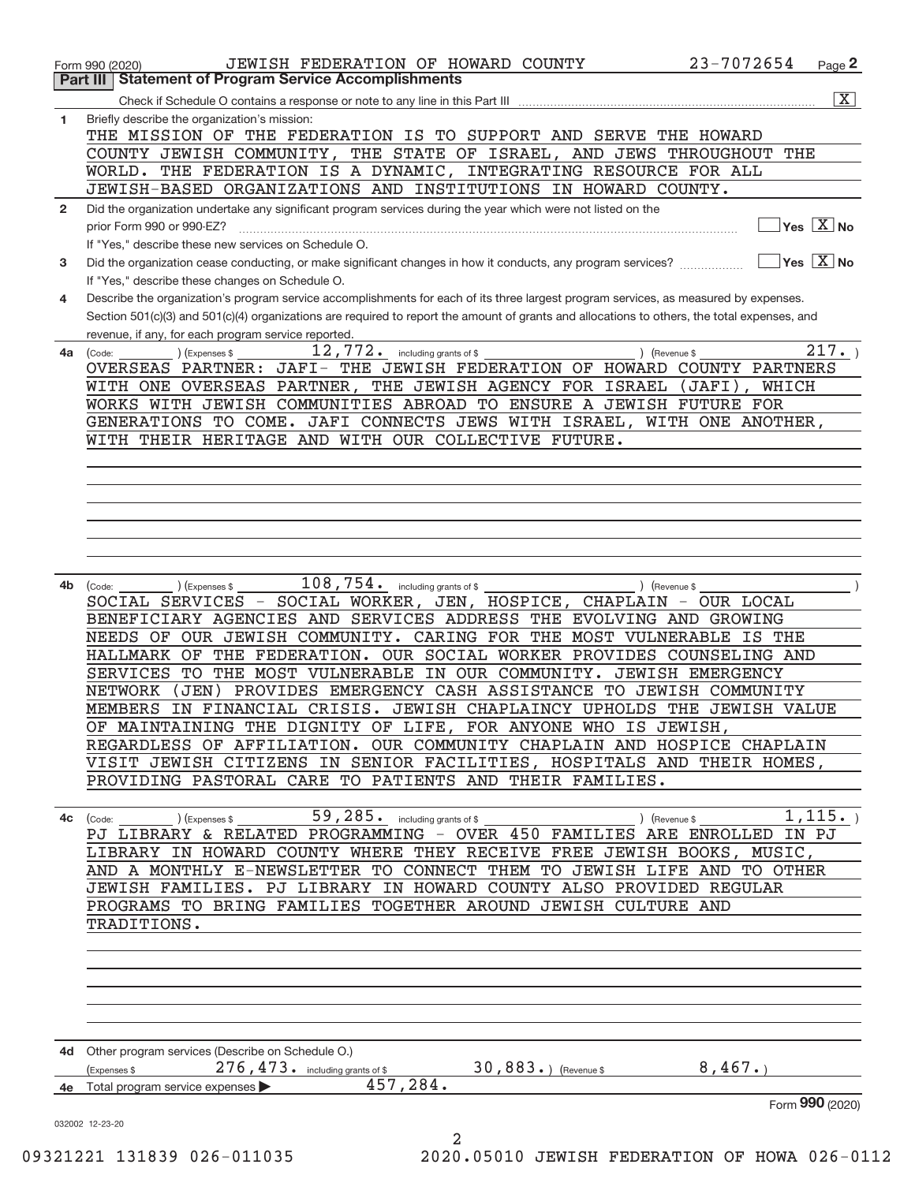Form 990 (2020) JEWISH FEDERATION OF HOWARD COUNTY 23-7072654

## Part III Statement of Program Service Accomplishments

Check if Schedule O contains a response or note to any line in this Part III [X]

**1** Briefly describe the organization's mission:

THE MISSION OF THE FEDERATION IS TO SUPPORT AND SERVE THE HOWARD COUNTY JEWISH COMMUNITY, THE STATE OF ISRAEL, AND JEWS THROUGHOUT THE WORLD. THE FEDERATION IS A DYNAMIC, INTEGRATING RESOURCE FOR ALL JEWISH-BASED ORGANIZATIONS AND INSTITUTIONS IN HOWARD COUNTY.

**2** Did the organization undertake any significant program services during the year which were not listed on the prior Form 990 or 990-EZ? [ ] Yes [X] No

If "Yes," describe these new services on Schedule O.

**3** Did the organization cease conducting, or make significant changes in how it conducts, any program services? [ ] Yes [X] No

If "Yes," describe these changes on Schedule O.

**4** Describe the organization's program service accomplishments for each of its three largest program services, as measured by expenses. Section 501(c)(3) and 501(c)(4) organizations are required to report the amount of grants and allocations to others, the total expenses, and revenue, if any, for each program service reported.

**4a** (Code: ) (Expenses $ 12,772. including grants of $ ) (Revenue $ 217. )

OVERSEAS PARTNER: JAFI- THE JEWISH FEDERATION OF HOWARD COUNTY PARTNERS WITH ONE OVERSEAS PARTNER, THE JEWISH AGENCY FOR ISRAEL (JAFI), WHICH WORKS WITH JEWISH COMMUNITIES ABROAD TO ENSURE A JEWISH FUTURE FOR GENERATIONS TO COME. JAFI CONNECTS JEWS WITH ISRAEL, WITH ONE ANOTHER, WITH THEIR HERITAGE AND WITH OUR COLLECTIVE FUTURE.

**4b** (Code: ) (Expenses $ 108,754. including grants of $ ) (Revenue $ )

SOCIAL SERVICES - SOCIAL WORKER, JEN, HOSPICE, CHAPLAIN - OUR LOCAL BENEFICIARY AGENCIES AND SERVICES ADDRESS THE EVOLVING AND GROWING NEEDS OF OUR JEWISH COMMUNITY. CARING FOR THE MOST VULNERABLE IS THE HALLMARK OF THE FEDERATION. OUR SOCIAL WORKER PROVIDES COUNSELING AND SERVICES TO THE MOST VULNERABLE IN OUR COMMUNITY. JEWISH EMERGENCY NETWORK (JEN) PROVIDES EMERGENCY CASH ASSISTANCE TO JEWISH COMMUNITY MEMBERS IN FINANCIAL CRISIS. JEWISH CHAPLAINCY UPHOLDS THE JEWISH VALUE OF MAINTAINING THE DIGNITY OF LIFE, FOR ANYONE WHO IS JEWISH, REGARDLESS OF AFFILIATION. OUR COMMUNITY CHAPLAIN AND HOSPICE CHAPLAIN VISIT JEWISH CITIZENS IN SENIOR FACILITIES, HOSPITALS AND THEIR HOMES, PROVIDING PASTORAL CARE TO PATIENTS AND THEIR FAMILIES.

**4c** (Code: ) (Expenses $ 59,285. including grants of $ ) (Revenue $ 1,115. )

PJ LIBRARY & RELATED PROGRAMMING - OVER 450 FAMILIES ARE ENROLLED IN PJ LIBRARY IN HOWARD COUNTY WHERE THEY RECEIVE FREE JEWISH BOOKS, MUSIC, AND A MONTHLY E-NEWSLETTER TO CONNECT THEM TO JEWISH LIFE AND TO OTHER JEWISH FAMILIES. PJ LIBRARY IN HOWARD COUNTY ALSO PROVIDED REGULAR PROGRAMS TO BRING FAMILIES TOGETHER AROUND JEWISH CULTURE AND TRADITIONS.

**4d** Other program services (Describe on Schedule O.)

(Expenses $ 276,473. including grants of $ 30,883.) (Revenue $ 8,467.)

**4e** Total program service expenses ▶ 457,284.

Form **990** (2020)

032002 12-23-20

09321221 131839 026-011035 2020.05010 JEWISH FEDERATION OF HOWA 026-0112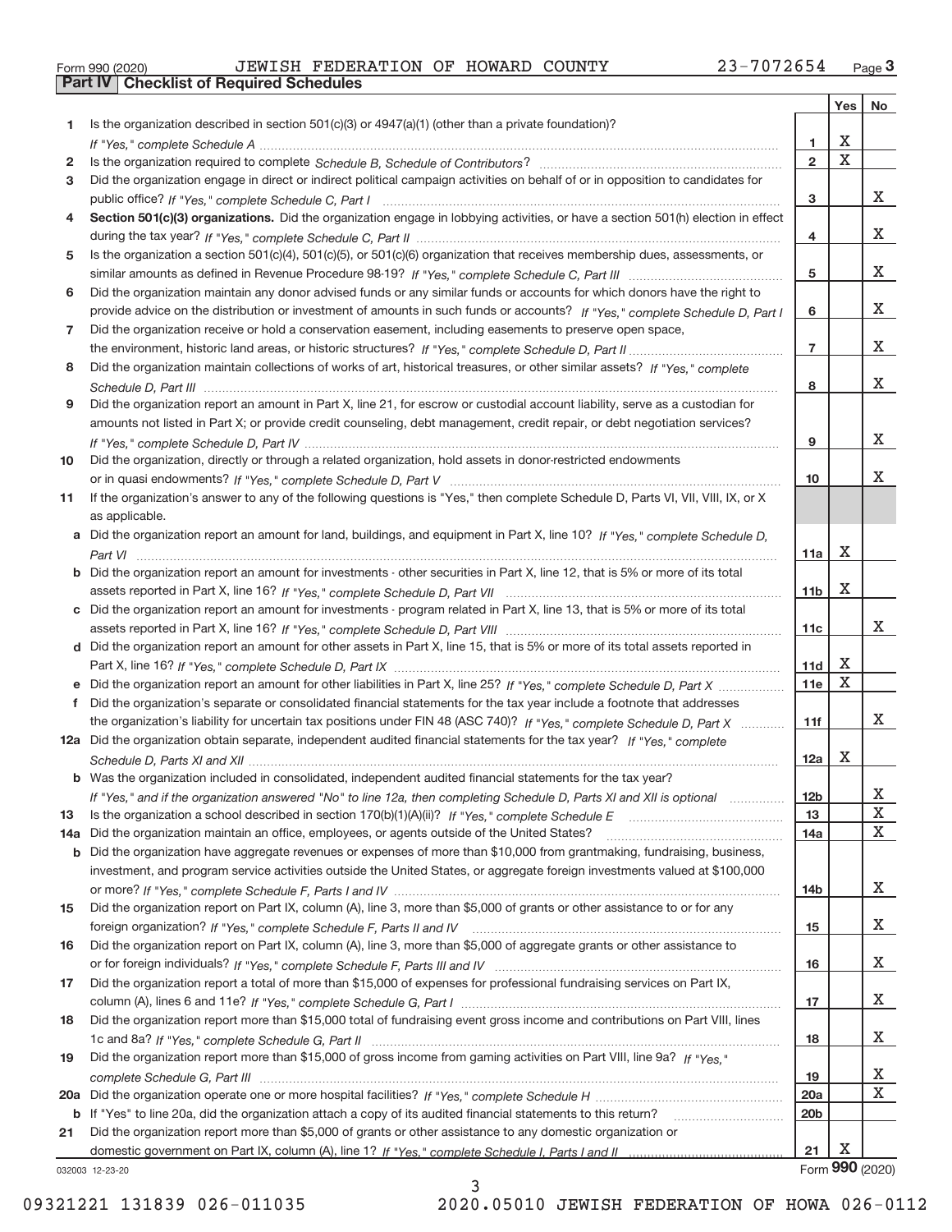Form 990 (2020) JEWISH FEDERATION OF HOWARD COUNTY 23-7072654 Page 3

## Part IV Checklist of Required Schedules

| | | | Yes | No |
|---|---|---|---|---|
| 1 | Is the organization described in section 501(c)(3) or 4947(a)(1) (other than a private foundation)? *If "Yes," complete Schedule A* | 1 | X | |
| 2 | Is the organization required to complete *Schedule B, Schedule of Contributors*? | 2 | X | |
| 3 | Did the organization engage in direct or indirect political campaign activities on behalf of or in opposition to candidates for public office? *If "Yes," complete Schedule C, Part I* | 3 | | X |
| 4 | **Section 501(c)(3) organizations.** Did the organization engage in lobbying activities, or have a section 501(h) election in effect during the tax year? *If "Yes," complete Schedule C, Part II* | 4 | | X |
| 5 | Is the organization a section 501(c)(4), 501(c)(5), or 501(c)(6) organization that receives membership dues, assessments, or similar amounts as defined in Revenue Procedure 98-19? *If "Yes," complete Schedule C, Part III* | 5 | | X |
| 6 | Did the organization maintain any donor advised funds or any similar funds or accounts for which donors have the right to provide advice on the distribution or investment of amounts in such funds or accounts? *If "Yes," complete Schedule D, Part I* | 6 | | X |
| 7 | Did the organization receive or hold a conservation easement, including easements to preserve open space, the environment, historic land areas, or historic structures? *If "Yes," complete Schedule D, Part II* | 7 | | X |
| 8 | Did the organization maintain collections of works of art, historical treasures, or other similar assets? *If "Yes," complete Schedule D, Part III* | 8 | | X |
| 9 | Did the organization report an amount in Part X, line 21, for escrow or custodial account liability, serve as a custodian for amounts not listed in Part X; or provide credit counseling, debt management, credit repair, or debt negotiation services? *If "Yes," complete Schedule D, Part IV* | 9 | | X |
| 10 | Did the organization, directly or through a related organization, hold assets in donor-restricted endowments or in quasi endowments? *If "Yes," complete Schedule D, Part V* | 10 | | X |
| 11 | If the organization's answer to any of the following questions is "Yes," then complete Schedule D, Parts VI, VII, VIII, IX, or X as applicable. | | | |
| a | Did the organization report an amount for land, buildings, and equipment in Part X, line 10? *If "Yes," complete Schedule D, Part VI* | 11a | X | |
| b | Did the organization report an amount for investments - other securities in Part X, line 12, that is 5% or more of its total assets reported in Part X, line 16? *If "Yes," complete Schedule D, Part VII* | 11b | X | |
| c | Did the organization report an amount for investments - program related in Part X, line 13, that is 5% or more of its total assets reported in Part X, line 16? *If "Yes," complete Schedule D, Part VIII* | 11c | | X |
| d | Did the organization report an amount for other assets in Part X, line 15, that is 5% or more of its total assets reported in Part X, line 16? *If "Yes," complete Schedule D, Part IX* | 11d | X | |
| e | Did the organization report an amount for other liabilities in Part X, line 25? *If "Yes," complete Schedule D, Part X* | 11e | X | |
| f | Did the organization's separate or consolidated financial statements for the tax year include a footnote that addresses the organization's liability for uncertain tax positions under FIN 48 (ASC 740)? *If "Yes," complete Schedule D, Part X* | 11f | | X |
| 12a | Did the organization obtain separate, independent audited financial statements for the tax year? *If "Yes," complete Schedule D, Parts XI and XII* | 12a | X | |
| b | Was the organization included in consolidated, independent audited financial statements for the tax year? *If "Yes," and if the organization answered "No" to line 12a, then completing Schedule D, Parts XI and XII is optional* | 12b | | X |
| 13 | Is the organization a school described in section 170(b)(1)(A)(ii)? *If "Yes," complete Schedule E* | 13 | | X |
| 14a | Did the organization maintain an office, employees, or agents outside of the United States? | 14a | | X |
| b | Did the organization have aggregate revenues or expenses of more than $10,000 from grantmaking, fundraising, business, investment, and program service activities outside the United States, or aggregate foreign investments valued at $100,000 or more? *If "Yes," complete Schedule F, Parts I and IV* | 14b | | X |
| 15 | Did the organization report on Part IX, column (A), line 3, more than $5,000 of grants or other assistance to or for any foreign organization? *If "Yes," complete Schedule F, Parts II and IV* | 15 | | X |
| 16 | Did the organization report on Part IX, column (A), line 3, more than $5,000 of aggregate grants or other assistance to or for foreign individuals? *If "Yes," complete Schedule F, Parts III and IV* | 16 | | X |
| 17 | Did the organization report a total of more than $15,000 of expenses for professional fundraising services on Part IX, column (A), lines 6 and 11e? *If "Yes," complete Schedule G, Part I* | 17 | | X |
| 18 | Did the organization report more than $15,000 total of fundraising event gross income and contributions on Part VIII, lines 1c and 8a? *If "Yes," complete Schedule G, Part II* | 18 | | X |
| 19 | Did the organization report more than $15,000 of gross income from gaming activities on Part VIII, line 9a? *If "Yes," complete Schedule G, Part III* | 19 | | X |
| 20a | Did the organization operate one or more hospital facilities? *If "Yes," complete Schedule H* | 20a | | X |
| b | If "Yes" to line 20a, did the organization attach a copy of its audited financial statements to this return? | 20b | | |
| 21 | Did the organization report more than $5,000 of grants or other assistance to any domestic organization or domestic government on Part IX, column (A), line 1? *If "Yes," complete Schedule I, Parts I and II* | 21 | X | |

032003 12-23-20 Form **990** (2020)

09321221 131839 026-011035 2020.05010 JEWISH FEDERATION OF HOWA 026-0112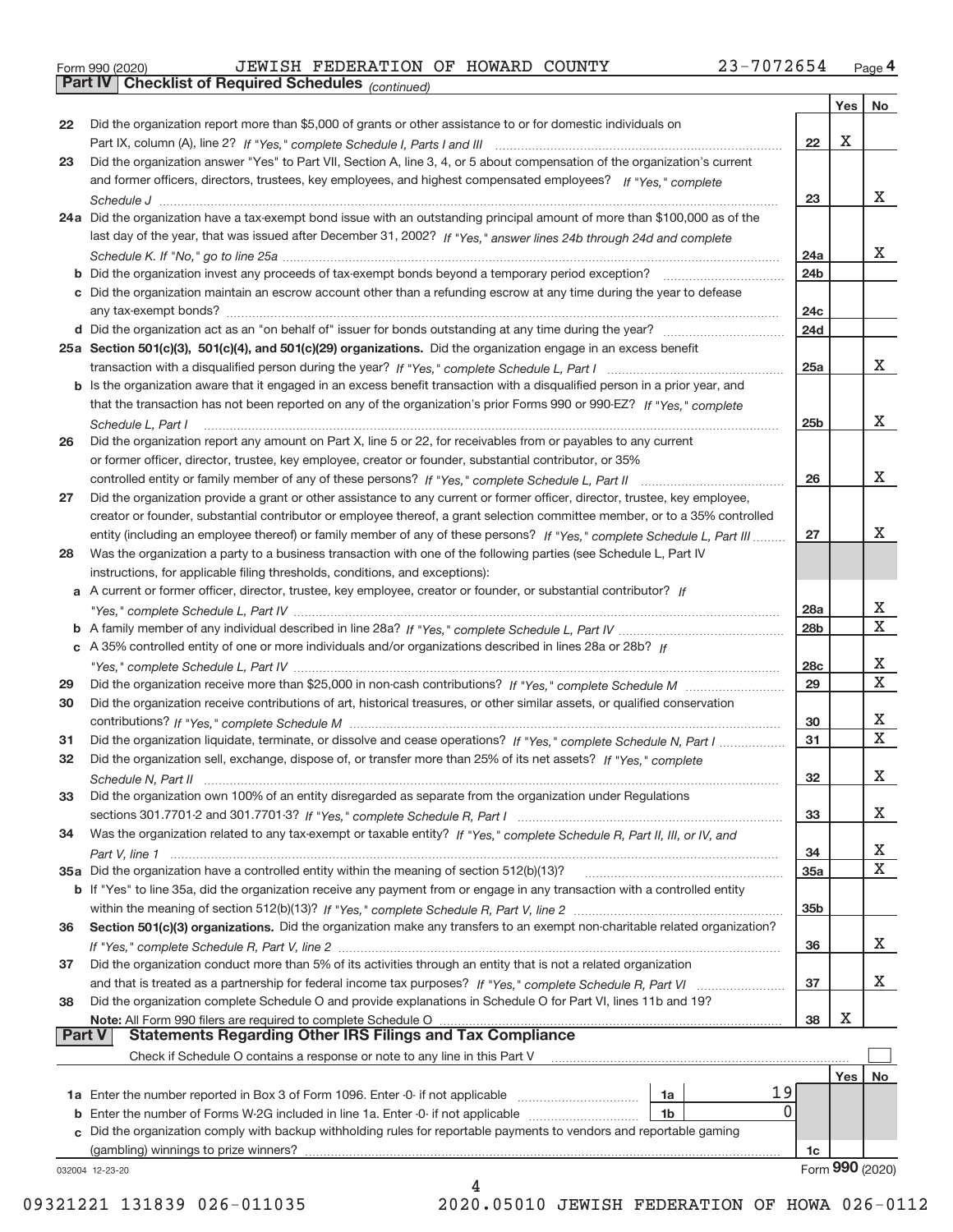Form 990 (2020) JEWISH FEDERATION OF HOWARD COUNTY 23-7072654 Page 4

**Part IV Checklist of Required Schedules** *(continued)*

| | | | Yes | No |
|---|---|---|---|---|
| 22 | Did the organization report more than $5,000 of grants or other assistance to or for domestic individuals on Part IX, column (A), line 2? *If "Yes," complete Schedule I, Parts I and III* | 22 | X | |
| 23 | Did the organization answer "Yes" to Part VII, Section A, line 3, 4, or 5 about compensation of the organization's current and former officers, directors, trustees, key employees, and highest compensated employees? *If "Yes," complete Schedule J* | 23 | | X |
| 24a | Did the organization have a tax-exempt bond issue with an outstanding principal amount of more than $100,000 as of the last day of the year, that was issued after December 31, 2002? *If "Yes," answer lines 24b through 24d and complete Schedule K. If "No," go to line 25a* | 24a | | X |
| b | Did the organization invest any proceeds of tax-exempt bonds beyond a temporary period exception? | 24b | | |
| c | Did the organization maintain an escrow account other than a refunding escrow at any time during the year to defease any tax-exempt bonds? | 24c | | |
| d | Did the organization act as an "on behalf of" issuer for bonds outstanding at any time during the year? | 24d | | |
| 25a | **Section 501(c)(3), 501(c)(4), and 501(c)(29) organizations.** Did the organization engage in an excess benefit transaction with a disqualified person during the year? *If "Yes," complete Schedule L, Part I* | 25a | | X |
| b | Is the organization aware that it engaged in an excess benefit transaction with a disqualified person in a prior year, and that the transaction has not been reported on any of the organization's prior Forms 990 or 990-EZ? *If "Yes," complete Schedule L, Part I* | 25b | | X |
| 26 | Did the organization report any amount on Part X, line 5 or 22, for receivables from or payables to any current or former officer, director, trustee, key employee, creator or founder, substantial contributor, or 35% controlled entity or family member of any of these persons? *If "Yes," complete Schedule L, Part II* | 26 | | X |
| 27 | Did the organization provide a grant or other assistance to any current or former officer, director, trustee, key employee, creator or founder, substantial contributor or employee thereof, a grant selection committee member, or to a 35% controlled entity (including an employee thereof) or family member of any of these persons? *If "Yes," complete Schedule L, Part III* | 27 | | X |
| 28 | Was the organization a party to a business transaction with one of the following parties (see Schedule L, Part IV instructions, for applicable filing thresholds, conditions, and exceptions): | | | |
| a | A current or former officer, director, trustee, key employee, creator or founder, or substantial contributor? *If "Yes," complete Schedule L, Part IV* | 28a | | X |
| b | A family member of any individual described in line 28a? *If "Yes," complete Schedule L, Part IV* | 28b | | X |
| c | A 35% controlled entity of one or more individuals and/or organizations described in lines 28a or 28b? *If "Yes," complete Schedule L, Part IV* | 28c | | X |
| 29 | Did the organization receive more than $25,000 in non-cash contributions? *If "Yes," complete Schedule M* | 29 | | X |
| 30 | Did the organization receive contributions of art, historical treasures, or other similar assets, or qualified conservation contributions? *If "Yes," complete Schedule M* | 30 | | X |
| 31 | Did the organization liquidate, terminate, or dissolve and cease operations? *If "Yes," complete Schedule N, Part I* | 31 | | X |
| 32 | Did the organization sell, exchange, dispose of, or transfer more than 25% of its net assets? *If "Yes," complete Schedule N, Part II* | 32 | | X |
| 33 | Did the organization own 100% of an entity disregarded as separate from the organization under Regulations sections 301.7701-2 and 301.7701-3? *If "Yes," complete Schedule R, Part I* | 33 | | X |
| 34 | Was the organization related to any tax-exempt or taxable entity? *If "Yes," complete Schedule R, Part II, III, or IV, and Part V, line 1* | 34 | | X |
| 35a | Did the organization have a controlled entity within the meaning of section 512(b)(13)? | 35a | | X |
| b | If "Yes" to line 35a, did the organization receive any payment from or engage in any transaction with a controlled entity within the meaning of section 512(b)(13)? *If "Yes," complete Schedule R, Part V, line 2* | 35b | | |
| 36 | **Section 501(c)(3) organizations.** Did the organization make any transfers to an exempt non-charitable related organization? *If "Yes," complete Schedule R, Part V, line 2* | 36 | | X |
| 37 | Did the organization conduct more than 5% of its activities through an entity that is not a related organization and that is treated as a partnership for federal income tax purposes? *If "Yes," complete Schedule R, Part VI* | 37 | | X |
| 38 | Did the organization complete Schedule O and provide explanations in Schedule O for Part VI, lines 11b and 19? **Note:** All Form 990 filers are required to complete Schedule O | 38 | X | |

**Part V Statements Regarding Other IRS Filings and Tax Compliance**

Check if Schedule O contains a response or note to any line in this Part V ☐

| | | | | | Yes | No |
|---|---|---|---|---|---|---|
| 1a | Enter the number reported in Box 3 of Form 1096. Enter -0- if not applicable | 1a | 19 | | | |
| b | Enter the number of Forms W-2G included in line 1a. Enter -0- if not applicable | 1b | 0 | | | |
| c | Did the organization comply with backup withholding rules for reportable payments to vendors and reportable gaming (gambling) winnings to prize winners? | | | 1c | | |

032004 12-23-20 Form **990** (2020)

09321221 131839 026-011035 2020.05010 JEWISH FEDERATION OF HOWA 026-0112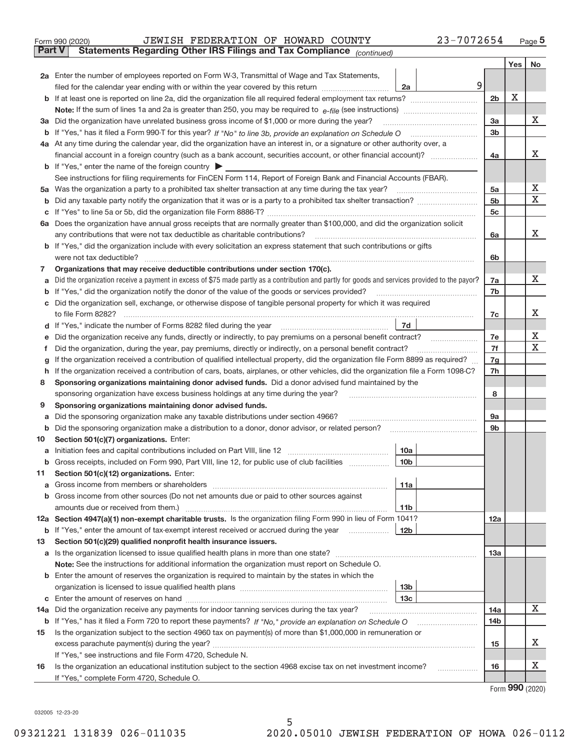Form 990 (2020) JEWISH FEDERATION OF HOWARD COUNTY 23-7072654 Page 5

**Part V Statements Regarding Other IRS Filings and Tax Compliance** *(continued)*

| | | | | Yes | No |
|---|---|---|---|---|---|
| 2a | Enter the number of employees reported on Form W-3, Transmittal of Wage and Tax Statements, filed for the calendar year ending with or within the year covered by this return | 2a | 9 | | |
| b | If at least one is reported on line 2a, did the organization file all required federal employment tax returns? | | 2b | X | |
| | Note: If the sum of lines 1a and 2a is greater than 250, you may be required to e-file (see instructions) | | | | |
| 3a | Did the organization have unrelated business gross income of $1,000 or more during the year? | | 3a | | X |
| b | If "Yes," has it filed a Form 990-T for this year? *If "No" to line 3b, provide an explanation on Schedule O* | | 3b | | |
| 4a | At any time during the calendar year, did the organization have an interest in, or a signature or other authority over, a financial account in a foreign country (such as a bank account, securities account, or other financial account)? | | 4a | | X |
| b | If "Yes," enter the name of the foreign country ▶ | | | | |
| | See instructions for filing requirements for FinCEN Form 114, Report of Foreign Bank and Financial Accounts (FBAR). | | | | |
| 5a | Was the organization a party to a prohibited tax shelter transaction at any time during the tax year? | | 5a | | X |
| b | Did any taxable party notify the organization that it was or is a party to a prohibited tax shelter transaction? | | 5b | | X |
| c | If "Yes" to line 5a or 5b, did the organization file Form 8886-T? | | 5c | | |
| 6a | Does the organization have annual gross receipts that are normally greater than $100,000, and did the organization solicit any contributions that were not tax deductible as charitable contributions? | | 6a | | X |
| b | If "Yes," did the organization include with every solicitation an express statement that such contributions or gifts were not tax deductible? | | 6b | | |
| 7 | Organizations that may receive deductible contributions under section 170(c). | | | | |
| a | Did the organization receive a payment in excess of $75 made partly as a contribution and partly for goods and services provided to the payor? | | 7a | | X |
| b | If "Yes," did the organization notify the donor of the value of the goods or services provided? | | 7b | | |
| c | Did the organization sell, exchange, or otherwise dispose of tangible personal property for which it was required to file Form 8282? | | 7c | | X |
| d | If "Yes," indicate the number of Forms 8282 filed during the year | 7d | | | |
| e | Did the organization receive any funds, directly or indirectly, to pay premiums on a personal benefit contract? | | 7e | | X |
| f | Did the organization, during the year, pay premiums, directly or indirectly, on a personal benefit contract? | | 7f | | X |
| g | If the organization received a contribution of qualified intellectual property, did the organization file Form 8899 as required? | | 7g | | |
| h | If the organization received a contribution of cars, boats, airplanes, or other vehicles, did the organization file a Form 1098-C? | | 7h | | |
| 8 | Sponsoring organizations maintaining donor advised funds. Did a donor advised fund maintained by the sponsoring organization have excess business holdings at any time during the year? | | 8 | | |
| 9 | Sponsoring organizations maintaining donor advised funds. | | | | |
| a | Did the sponsoring organization make any taxable distributions under section 4966? | | 9a | | |
| b | Did the sponsoring organization make a distribution to a donor, donor advisor, or related person? | | 9b | | |
| 10 | Section 501(c)(7) organizations. Enter: | | | | |
| a | Initiation fees and capital contributions included on Part VIII, line 12 | 10a | | | |
| b | Gross receipts, included on Form 990, Part VIII, line 12, for public use of club facilities | 10b | | | |
| 11 | Section 501(c)(12) organizations. Enter: | | | | |
| a | Gross income from members or shareholders | 11a | | | |
| b | Gross income from other sources (Do not net amounts due or paid to other sources against amounts due or received from them.) | 11b | | | |
| 12a | Section 4947(a)(1) non-exempt charitable trusts. Is the organization filing Form 990 in lieu of Form 1041? | | 12a | | |
| b | If "Yes," enter the amount of tax-exempt interest received or accrued during the year | 12b | | | |
| 13 | Section 501(c)(29) qualified nonprofit health insurance issuers. | | | | |
| a | Is the organization licensed to issue qualified health plans in more than one state? | | 13a | | |
| | Note: See the instructions for additional information the organization must report on Schedule O. | | | | |
| b | Enter the amount of reserves the organization is required to maintain by the states in which the organization is licensed to issue qualified health plans | 13b | | | |
| c | Enter the amount of reserves on hand | 13c | | | |
| 14a | Did the organization receive any payments for indoor tanning services during the tax year? | | 14a | | X |
| b | If "Yes," has it filed a Form 720 to report these payments? *If "No," provide an explanation on Schedule O* | | 14b | | |
| 15 | Is the organization subject to the section 4960 tax on payment(s) of more than $1,000,000 in remuneration or excess parachute payment(s) during the year? | | 15 | | X |
| | If "Yes," see instructions and file Form 4720, Schedule N. | | | | |
| 16 | Is the organization an educational institution subject to the section 4968 excise tax on net investment income? | | 16 | | X |
| | If "Yes," complete Form 4720, Schedule O. | | | | |

Form **990** (2020)

032005 12-23-20

09321221 131839 026-011035 2020.05010 JEWISH FEDERATION OF HOWA 026-0112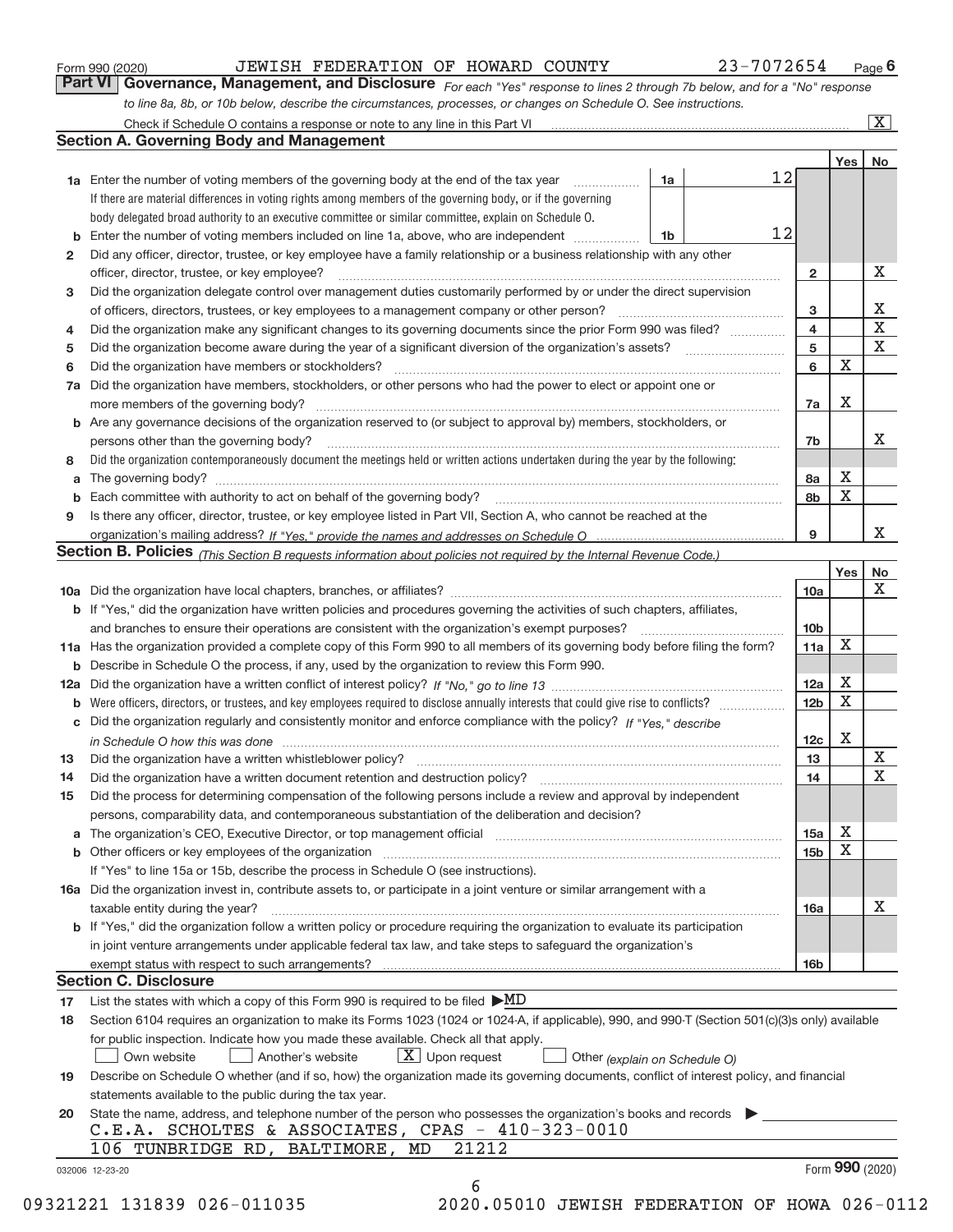Form 990 (2020) JEWISH FEDERATION OF HOWARD COUNTY 23-7072654 Page 6

**Part VI Governance, Management, and Disclosure** *For each "Yes" response to lines 2 through 7b below, and for a "No" response to line 8a, 8b, or 10b below, describe the circumstances, processes, or changes on Schedule O. See instructions.*

Check if Schedule O contains a response or note to any line in this Part VI [X]

## Section A. Governing Body and Management

| | | | | Yes | No |
|---|---|---|---|---|---|
| 1a | Enter the number of voting members of the governing body at the end of the tax year. If there are material differences in voting rights among members of the governing body, or if the governing body delegated broad authority to an executive committee or similar committee, explain on Schedule O. | 1a | 12 | | |
| b | Enter the number of voting members included on line 1a, above, who are independent | 1b | 12 | | |
| 2 | Did any officer, director, trustee, or key employee have a family relationship or a business relationship with any other officer, director, trustee, or key employee? | | 2 | | X |
| 3 | Did the organization delegate control over management duties customarily performed by or under the direct supervision of officers, directors, trustees, or key employees to a management company or other person? | | 3 | | X |
| 4 | Did the organization make any significant changes to its governing documents since the prior Form 990 was filed? | | 4 | | X |
| 5 | Did the organization become aware during the year of a significant diversion of the organization's assets? | | 5 | | X |
| 6 | Did the organization have members or stockholders? | | 6 | X | |
| 7a | Did the organization have members, stockholders, or other persons who had the power to elect or appoint one or more members of the governing body? | | 7a | X | |
| b | Are any governance decisions of the organization reserved to (or subject to approval by) members, stockholders, or persons other than the governing body? | | 7b | | X |
| 8 | Did the organization contemporaneously document the meetings held or written actions undertaken during the year by the following: | | | | |
| a | The governing body? | | 8a | X | |
| b | Each committee with authority to act on behalf of the governing body? | | 8b | X | |
| 9 | Is there any officer, director, trustee, or key employee listed in Part VII, Section A, who cannot be reached at the organization's mailing address? *If "Yes," provide the names and addresses on Schedule O* | | 9 | | X |

## Section B. Policies *(This Section B requests information about policies not required by the Internal Revenue Code.)*

| | | | Yes | No |
|---|---|---|---|---|
| 10a | Did the organization have local chapters, branches, or affiliates? | 10a | | X |
| b | If "Yes," did the organization have written policies and procedures governing the activities of such chapters, affiliates, and branches to ensure their operations are consistent with the organization's exempt purposes? | 10b | | |
| 11a | Has the organization provided a complete copy of this Form 990 to all members of its governing body before filing the form? | 11a | X | |
| b | Describe in Schedule O the process, if any, used by the organization to review this Form 990. | | | |
| 12a | Did the organization have a written conflict of interest policy? *If "No," go to line 13* | 12a | X | |
| b | Were officers, directors, or trustees, and key employees required to disclose annually interests that could give rise to conflicts? | 12b | X | |
| c | Did the organization regularly and consistently monitor and enforce compliance with the policy? *If "Yes," describe in Schedule O how this was done* | 12c | X | |
| 13 | Did the organization have a written whistleblower policy? | 13 | | X |
| 14 | Did the organization have a written document retention and destruction policy? | 14 | | X |
| 15 | Did the process for determining compensation of the following persons include a review and approval by independent persons, comparability data, and contemporaneous substantiation of the deliberation and decision? | | | |
| a | The organization's CEO, Executive Director, or top management official | 15a | X | |
| b | Other officers or key employees of the organization | 15b | X | |
| | If "Yes" to line 15a or 15b, describe the process in Schedule O (see instructions). | | | |
| 16a | Did the organization invest in, contribute assets to, or participate in a joint venture or similar arrangement with a taxable entity during the year? | 16a | | X |
| b | If "Yes," did the organization follow a written policy or procedure requiring the organization to evaluate its participation in joint venture arrangements under applicable federal tax law, and take steps to safeguard the organization's exempt status with respect to such arrangements? | 16b | | |

## Section C. Disclosure

17 List the states with which a copy of this Form 990 is required to be filed ▶MD

18 Section 6104 requires an organization to make its Forms 1023 (1024 or 1024-A, if applicable), 990, and 990-T (Section 501(c)(3)s only) available for public inspection. Indicate how you made these available. Check all that apply.

[ ] Own website [ ] Another's website [X] Upon request [ ] Other *(explain on Schedule O)*

19 Describe on Schedule O whether (and if so, how) the organization made its governing documents, conflict of interest policy, and financial statements available to the public during the tax year.

20 State the name, address, and telephone number of the person who possesses the organization's books and records ▶

C.E.A. SCHOLTES & ASSOCIATES, CPAS - 410-323-0010
106 TUNBRIDGE RD, BALTIMORE, MD 21212

032006 12-23-20 Form **990** (2020)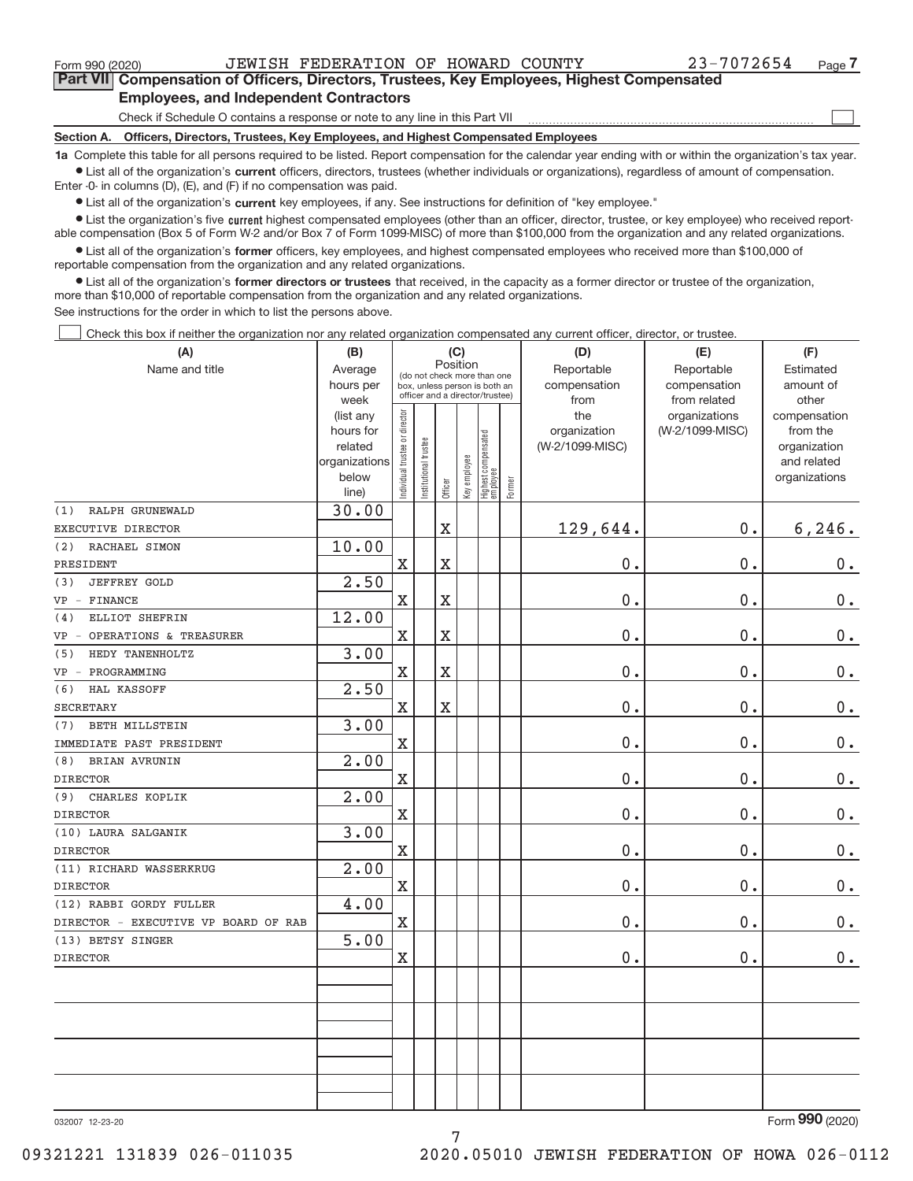Form 990 (2020) JEWISH FEDERATION OF HOWARD COUNTY 23-7072654 Page 7

## Part VII Compensation of Officers, Directors, Trustees, Key Employees, Highest Compensated Employees, and Independent Contractors

Check if Schedule O contains a response or note to any line in this Part VII

### Section A. Officers, Directors, Trustees, Key Employees, and Highest Compensated Employees

**1a** Complete this table for all persons required to be listed. Report compensation for the calendar year ending with or within the organization's tax year.

- List all of the organization's **current** officers, directors, trustees (whether individuals or organizations), regardless of amount of compensation. Enter -0- in columns (D), (E), and (F) if no compensation was paid.
- List all of the organization's **current** key employees, if any. See instructions for definition of "key employee."
- List the organization's five **current** highest compensated employees (other than an officer, director, trustee, or key employee) who received reportable compensation (Box 5 of Form W-2 and/or Box 7 of Form 1099-MISC) of more than $100,000 from the organization and any related organizations.
- List all of the organization's **former** officers, key employees, and highest compensated employees who received more than $100,000 of reportable compensation from the organization and any related organizations.
- List all of the organization's **former directors or trustees** that received, in the capacity as a former director or trustee of the organization, more than $10,000 of reportable compensation from the organization and any related organizations.

See instructions for the order in which to list the persons above.

Check this box if neither the organization nor any related organization compensated any current officer, director, or trustee.

| (A) Name and title | (B) Average hours per week (list any hours for related organizations below line) | (C) Position (do not check more than one box, unless person is both an officer and a director/trustee) | | | | | | (D) Reportable compensation from the organization (W-2/1099-MISC) | (E) Reportable compensation from related organizations (W-2/1099-MISC) | (F) Estimated amount of other compensation from the organization and related organizations |
|---|---|---|---|---|---|---|---|---|---|---|
| | | Individual trustee or director | Institutional trustee | Officer | Key employee | Highest compensated employee | Former | | | |
| (1) RALPH GRUNEWALD<br>EXECUTIVE DIRECTOR | 30.00 | | | X | | | | 129,644. | 0. | 6,246. |
| (2) RACHAEL SIMON<br>PRESIDENT | 10.00 | X | | X | | | | 0. | 0. | 0. |
| (3) JEFFREY GOLD<br>VP - FINANCE | 2.50 | X | | X | | | | 0. | 0. | 0. |
| (4) ELLIOT SHEFRIN<br>VP - OPERATIONS & TREASURER | 12.00 | X | | X | | | | 0. | 0. | 0. |
| (5) HEDY TANENHOLTZ<br>VP - PROGRAMMING | 3.00 | X | | X | | | | 0. | 0. | 0. |
| (6) HAL KASSOFF<br>SECRETARY | 2.50 | X | | X | | | | 0. | 0. | 0. |
| (7) BETH MILLSTEIN<br>IMMEDIATE PAST PRESIDENT | 3.00 | X | | | | | | 0. | 0. | 0. |
| (8) BRIAN AVRUNIN<br>DIRECTOR | 2.00 | X | | | | | | 0. | 0. | 0. |
| (9) CHARLES KOPLIK<br>DIRECTOR | 2.00 | X | | | | | | 0. | 0. | 0. |
| (10) LAURA SALGANIK<br>DIRECTOR | 3.00 | X | | | | | | 0. | 0. | 0. |
| (11) RICHARD WASSERKRUG<br>DIRECTOR | 2.00 | X | | | | | | 0. | 0. | 0. |
| (12) RABBI GORDY FULLER<br>DIRECTOR - EXECUTIVE VP BOARD OF RAB | 4.00 | X | | | | | | 0. | 0. | 0. |
| (13) BETSY SINGER<br>DIRECTOR | 5.00 | X | | | | | | 0. | 0. | 0. |
| | | | | | | | | | | |
| | | | | | | | | | | |
| | | | | | | | | | | |
| | | | | | | | | | | |

032007 12-23-20

Form **990** (2020)

09321221 131839 026-011035 2020.05010 JEWISH FEDERATION OF HOWA 026-0112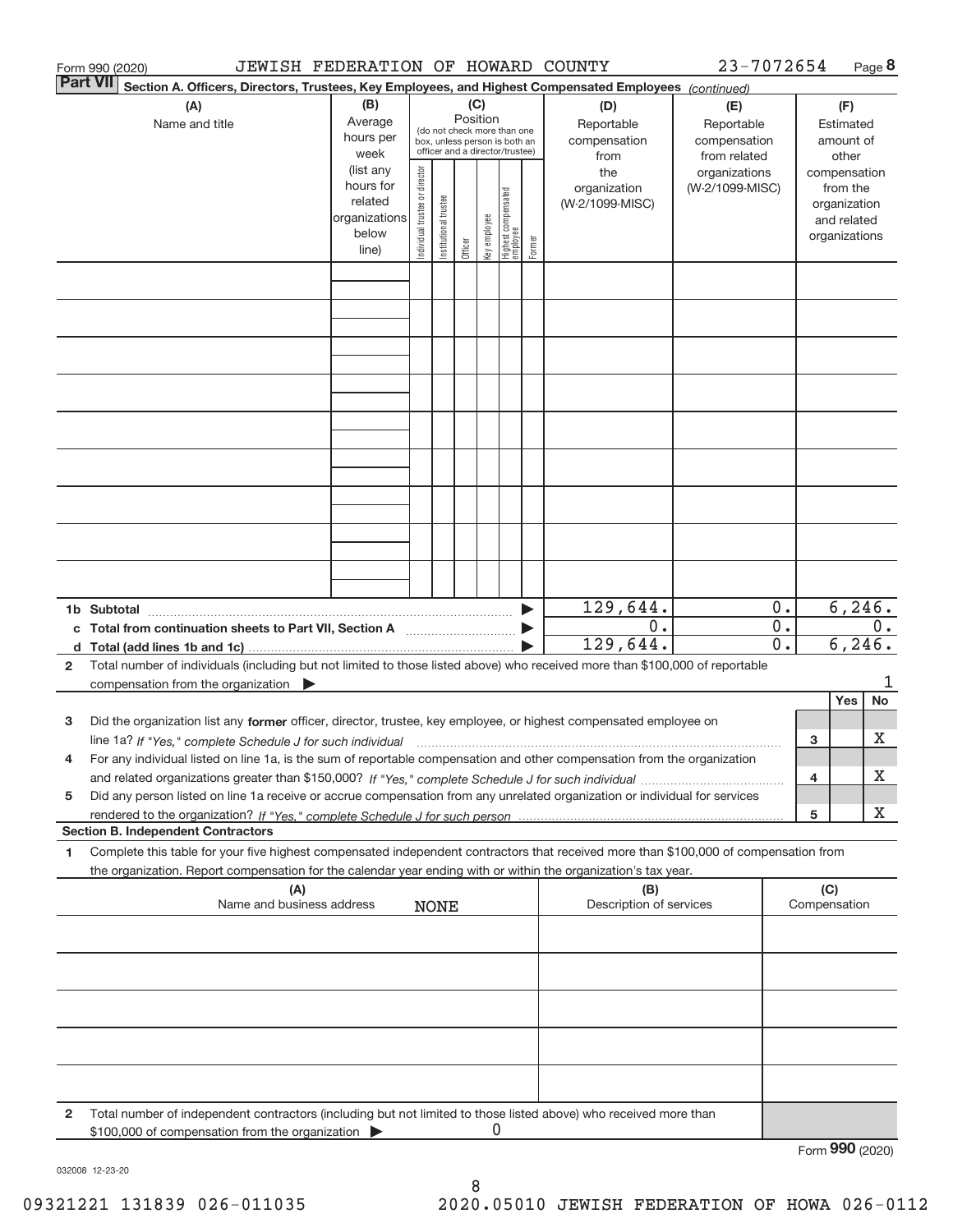Form 990 (2020) JEWISH FEDERATION OF HOWARD COUNTY 23-7072654 Page 8

**Part VII** **Section A. Officers, Directors, Trustees, Key Employees, and Highest Compensated Employees** *(continued)*

| (A) Name and title | (B) Average hours per week (list any hours for related organizations below line) | (C) Position (do not check more than one box, unless person is both an officer and a director/trustee): Individual trustee or director | Institutional trustee | Officer | Key employee | Highest compensated employee | Former | (D) Reportable compensation from the organization (W-2/1099-MISC) | (E) Reportable compensation from related organizations (W-2/1099-MISC) | (F) Estimated amount of other compensation from the organization and related organizations |
|---|---|---|---|---|---|---|---|---|---|---|
| | | | | | | | | | | |
| **1b Subtotal** | | | | | | | | 129,644. | 0. | 6,246. |
| **c Total from continuation sheets to Part VII, Section A** | | | | | | | | 0. | 0. | 0. |
| **d Total (add lines 1b and 1c)** | | | | | | | | 129,644. | 0. | 6,246. |

**2** Total number of individuals (including but not limited to those listed above) who received more than $100,000 of reportable compensation from the organization ▶ 1

| | | | Yes | No |
|---|---|---|---|---|
| **3** | Did the organization list any **former** officer, director, trustee, key employee, or highest compensated employee on line 1a? *If "Yes," complete Schedule J for such individual* | 3 | | X |
| **4** | For any individual listed on line 1a, is the sum of reportable compensation and other compensation from the organization and related organizations greater than $150,000? *If "Yes," complete Schedule J for such individual* | 4 | | X |
| **5** | Did any person listed on line 1a receive or accrue compensation from any unrelated organization or individual for services rendered to the organization? *If "Yes," complete Schedule J for such person* | 5 | | X |

**Section B. Independent Contractors**

**1** Complete this table for your five highest compensated independent contractors that received more than $100,000 of compensation from the organization. Report compensation for the calendar year ending with or within the organization's tax year.

| (A) Name and business address | (B) Description of services | (C) Compensation |
|---|---|---|
| NONE | | |
| | | |
| | | |
| | | |
| | | |

**2** Total number of independent contractors (including but not limited to those listed above) who received more than $100,000 of compensation from the organization ▶ 0

Form **990** (2020)

032008 12-23-20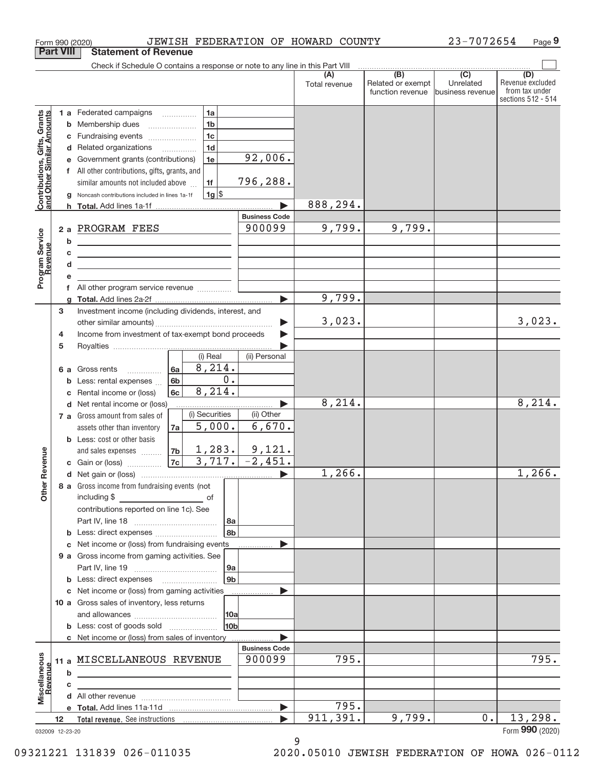Form 990 (2020) JEWISH FEDERATION OF HOWARD COUNTY 23-7072654

## Part VIII Statement of Revenue

Check if Schedule O contains a response or note to any line in this Part VIII

| | | | (A) Total revenue | (B) Related or exempt function revenue | (C) Unrelated business revenue | (D) Revenue excluded from tax under sections 512 - 514 |
|---|---|---|---|---|---|---|
| **Contributions, Gifts, Grants and Other Similar Amounts** | 1a Federated campaigns | 1a | | | | |
| | b Membership dues | 1b | | | | |
| | c Fundraising events | 1c | | | | |
| | d Related organizations | 1d | | | | |
| | e Government grants (contributions) | 1e 92,006. | | | | |
| | f All other contributions, gifts, grants, and similar amounts not included above | 1f 796,288. | | | | |
| | g Noncash contributions included in lines 1a-1f | 1g $ | | | | |
| | h Total. Add lines 1a-1f | | 888,294. | | | |
| **Program Service Revenue** | | **Business Code** | | | | |
| | 2a PROGRAM FEES | 900099 | 9,799. | 9,799. | | |
| | b | | | | | |
| | c | | | | | |
| | d | | | | | |
| | e | | | | | |
| | f All other program service revenue | | | | | |
| | g Total. Add lines 2a-2f | | 9,799. | | | |
| **Other Revenue** | 3 Investment income (including dividends, interest, and other similar amounts) | | 3,023. | | | 3,023. |
| | 4 Income from investment of tax-exempt bond proceeds | | | | | |
| | 5 Royalties | | | | | |
| | | (i) Real / (ii) Personal | | | | |
| | 6a Gross rents | 6a 8,214. | | | | |
| | b Less: rental expenses | 6b 0. | | | | |
| | c Rental income or (loss) | 6c 8,214. | | | | |
| | d Net rental income or (loss) | | 8,214. | | | 8,214. |
| | | (i) Securities / (ii) Other | | | | |
| | 7a Gross amount from sales of assets other than inventory | 7a 5,000. / 6,670. | | | | |
| | b Less: cost or other basis and sales expenses | 7b 1,283. / 9,121. | | | | |
| | c Gain or (loss) | 7c 3,717. / -2,451. | | | | |
| | d Net gain or (loss) | | 1,266. | | | 1,266. |
| | 8a Gross income from fundraising events (not including $ ___ of contributions reported on line 1c). See Part IV, line 18 | 8a | | | | |
| | b Less: direct expenses | 8b | | | | |
| | c Net income or (loss) from fundraising events | | | | | |
| | 9a Gross income from gaming activities. See Part IV, line 19 | 9a | | | | |
| | b Less: direct expenses | 9b | | | | |
| | c Net income or (loss) from gaming activities | | | | | |
| | 10a Gross sales of inventory, less returns and allowances | 10a | | | | |
| | b Less: cost of goods sold | 10b | | | | |
| | c Net income or (loss) from sales of inventory | | | | | |
| **Miscellaneous Revenue** | | **Business Code** | | | | |
| | 11a MISCELLANEOUS REVENUE | 900099 | 795. | | | 795. |
| | b | | | | | |
| | c | | | | | |
| | d All other revenue | | | | | |
| | e Total. Add lines 11a-11d | | 795. | | | |
| | 12 Total revenue. See instructions | | 911,391. | 9,799. | 0. | 13,298. |

032009 12-23-20

Form **990** (2020)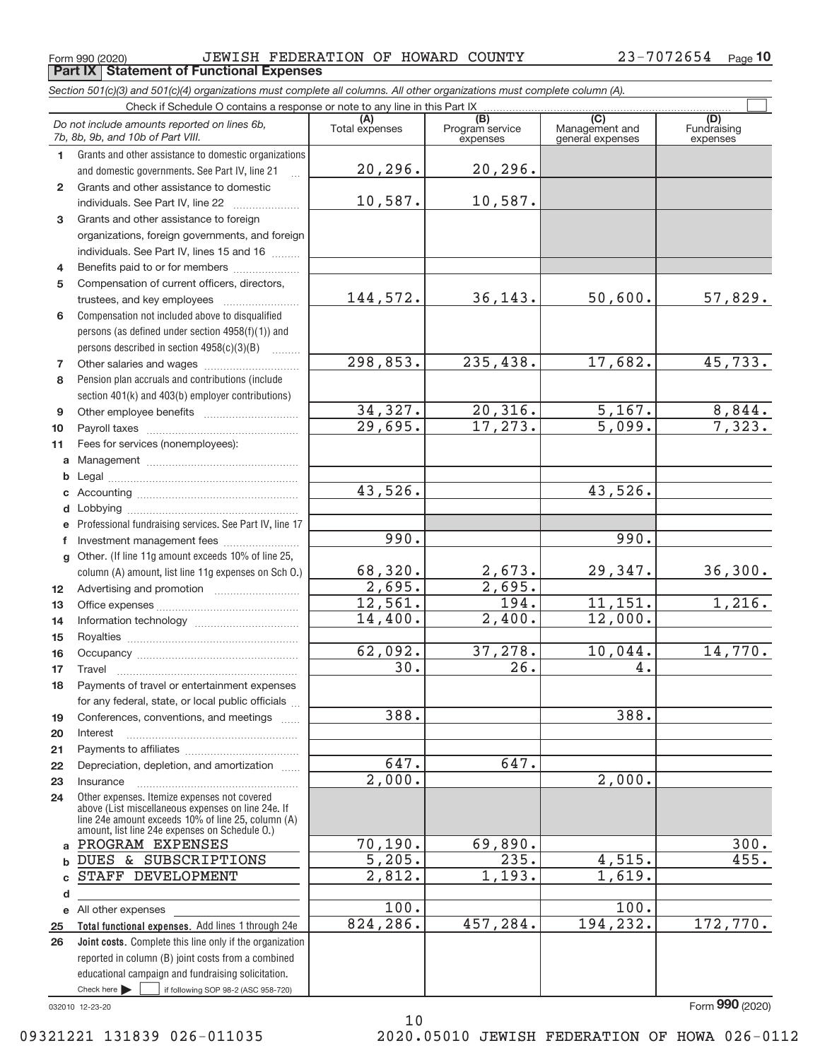Form 990 (2020) JEWISH FEDERATION OF HOWARD COUNTY 23-7072654

## Part IX Statement of Functional Expenses

*Section 501(c)(3) and 501(c)(4) organizations must complete all columns. All other organizations must complete column (A).*

Check if Schedule O contains a response or note to any line in this Part IX

| | *Do not include amounts reported on lines 6b, 7b, 8b, 9b, and 10b of Part VIII.* | (A) Total expenses | (B) Program service expenses | (C) Management and general expenses | (D) Fundraising expenses |
|---|---|---|---|---|---|
| 1 | Grants and other assistance to domestic organizations and domestic governments. See Part IV, line 21 | 20,296. | 20,296. | | |
| 2 | Grants and other assistance to domestic individuals. See Part IV, line 22 | 10,587. | 10,587. | | |
| 3 | Grants and other assistance to foreign organizations, foreign governments, and foreign individuals. See Part IV, lines 15 and 16 | | | | |
| 4 | Benefits paid to or for members | | | | |
| 5 | Compensation of current officers, directors, trustees, and key employees | 144,572. | 36,143. | 50,600. | 57,829. |
| 6 | Compensation not included above to disqualified persons (as defined under section 4958(f)(1)) and persons described in section 4958(c)(3)(B) | | | | |
| 7 | Other salaries and wages | 298,853. | 235,438. | 17,682. | 45,733. |
| 8 | Pension plan accruals and contributions (include section 401(k) and 403(b) employer contributions) | | | | |
| 9 | Other employee benefits | 34,327. | 20,316. | 5,167. | 8,844. |
| 10 | Payroll taxes | 29,695. | 17,273. | 5,099. | 7,323. |
| 11 | Fees for services (nonemployees): | | | | |
| a | Management | | | | |
| b | Legal | | | | |
| c | Accounting | 43,526. | | 43,526. | |
| d | Lobbying | | | | |
| e | Professional fundraising services. See Part IV, line 17 | | | | |
| f | Investment management fees | 990. | | 990. | |
| g | Other. (If line 11g amount exceeds 10% of line 25, column (A) amount, list line 11g expenses on Sch O.) | 68,320. | 2,673. | 29,347. | 36,300. |
| 12 | Advertising and promotion | 2,695. | 2,695. | | |
| 13 | Office expenses | 12,561. | 194. | 11,151. | 1,216. |
| 14 | Information technology | 14,400. | 2,400. | 12,000. | |
| 15 | Royalties | | | | |
| 16 | Occupancy | 62,092. | 37,278. | 10,044. | 14,770. |
| 17 | Travel | 30. | 26. | 4. | |
| 18 | Payments of travel or entertainment expenses for any federal, state, or local public officials | | | | |
| 19 | Conferences, conventions, and meetings | 388. | | 388. | |
| 20 | Interest | | | | |
| 21 | Payments to affiliates | | | | |
| 22 | Depreciation, depletion, and amortization | 647. | 647. | | |
| 23 | Insurance | 2,000. | | 2,000. | |
| 24 | Other expenses. Itemize expenses not covered above (List miscellaneous expenses on line 24e. If line 24e amount exceeds 10% of line 25, column (A) amount, list line 24e expenses on Schedule O.) | | | | |
| a | PROGRAM EXPENSES | 70,190. | 69,890. | | 300. |
| b | DUES & SUBSCRIPTIONS | 5,205. | 235. | 4,515. | 455. |
| c | STAFF DEVELOPMENT | 2,812. | 1,193. | 1,619. | |
| d | | | | | |
| e | All other expenses | 100. | | 100. | |
| 25 | **Total functional expenses.** Add lines 1 through 24e | 824,286. | 457,284. | 194,232. | 172,770. |
| 26 | **Joint costs.** Complete this line only if the organization reported in column (B) joint costs from a combined educational campaign and fundraising solicitation. Check here ☐ if following SOP 98-2 (ASC 958-720) | | | | |

032010 12-23-20

Form **990** (2020)

09321221 131839 026-011035 2020.05010 JEWISH FEDERATION OF HOWA 026-0112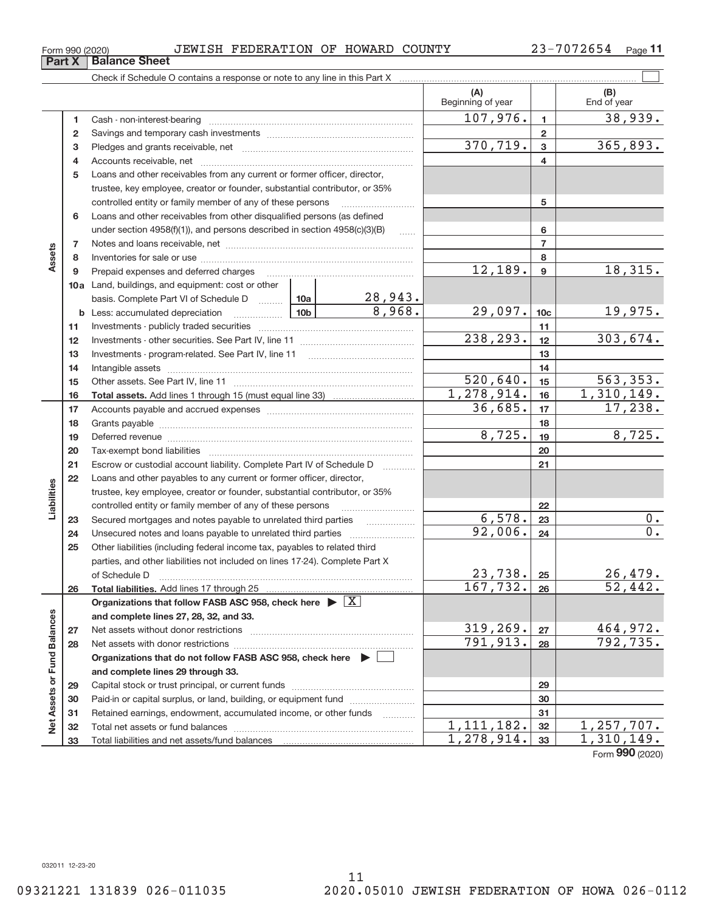Form 990 (2020) JEWISH FEDERATION OF HOWARD COUNTY 23-7072654

## Part X Balance Sheet

Check if Schedule O contains a response or note to any line in this Part X

| | | | (A) Beginning of year | | (B) End of year |
|---|---|---|---|---|---|
| Assets | 1 | Cash - non-interest-bearing | 107,976. | 1 | 38,939. |
| | 2 | Savings and temporary cash investments | | 2 | |
| | 3 | Pledges and grants receivable, net | 370,719. | 3 | 365,893. |
| | 4 | Accounts receivable, net | | 4 | |
| | 5 | Loans and other receivables from any current or former officer, director, trustee, key employee, creator or founder, substantial contributor, or 35% controlled entity or family member of any of these persons | | 5 | |
| | 6 | Loans and other receivables from other disqualified persons (as defined under section 4958(f)(1)), and persons described in section 4958(c)(3)(B) | | 6 | |
| | 7 | Notes and loans receivable, net | | 7 | |
| | 8 | Inventories for sale or use | | 8 | |
| | 9 | Prepaid expenses and deferred charges | 12,189. | 9 | 18,315. |
| | 10a | Land, buildings, and equipment: cost or other basis. Complete Part VI of Schedule D 10a 28,943. | | | |
| | b | Less: accumulated depreciation 10b 8,968. | 29,097. | 10c | 19,975. |
| | 11 | Investments - publicly traded securities | | 11 | |
| | 12 | Investments - other securities. See Part IV, line 11 | 238,293. | 12 | 303,674. |
| | 13 | Investments - program-related. See Part IV, line 11 | | 13 | |
| | 14 | Intangible assets | | 14 | |
| | 15 | Other assets. See Part IV, line 11 | 520,640. | 15 | 563,353. |
| | 16 | **Total assets.** Add lines 1 through 15 (must equal line 33) | 1,278,914. | 16 | 1,310,149. |
| Liabilities | 17 | Accounts payable and accrued expenses | 36,685. | 17 | 17,238. |
| | 18 | Grants payable | | 18 | |
| | 19 | Deferred revenue | 8,725. | 19 | 8,725. |
| | 20 | Tax-exempt bond liabilities | | 20 | |
| | 21 | Escrow or custodial account liability. Complete Part IV of Schedule D | | 21 | |
| | 22 | Loans and other payables to any current or former officer, director, trustee, key employee, creator or founder, substantial contributor, or 35% controlled entity or family member of any of these persons | | 22 | |
| | 23 | Secured mortgages and notes payable to unrelated third parties | 6,578. | 23 | 0. |
| | 24 | Unsecured notes and loans payable to unrelated third parties | 92,006. | 24 | 0. |
| | 25 | Other liabilities (including federal income tax, payables to related third parties, and other liabilities not included on lines 17-24). Complete Part X of Schedule D | 23,738. | 25 | 26,479. |
| | 26 | **Total liabilities.** Add lines 17 through 25 | 167,732. | 26 | 52,442. |
| Net Assets or Fund Balances | | **Organizations that follow FASB ASC 958, check here** ☒ **and complete lines 27, 28, 32, and 33.** | | | |
| | 27 | Net assets without donor restrictions | 319,269. | 27 | 464,972. |
| | 28 | Net assets with donor restrictions | 791,913. | 28 | 792,735. |
| | | **Organizations that do not follow FASB ASC 958, check here** ☐ **and complete lines 29 through 33.** | | | |
| | 29 | Capital stock or trust principal, or current funds | | 29 | |
| | 30 | Paid-in or capital surplus, or land, building, or equipment fund | | 30 | |
| | 31 | Retained earnings, endowment, accumulated income, or other funds | | 31 | |
| | 32 | Total net assets or fund balances | 1,111,182. | 32 | 1,257,707. |
| | 33 | Total liabilities and net assets/fund balances | 1,278,914. | 33 | 1,310,149. |

Form 990 (2020)

032011 12-23-20

09321221 131839 026-011035 2020.05010 JEWISH FEDERATION OF HOWA 026-0112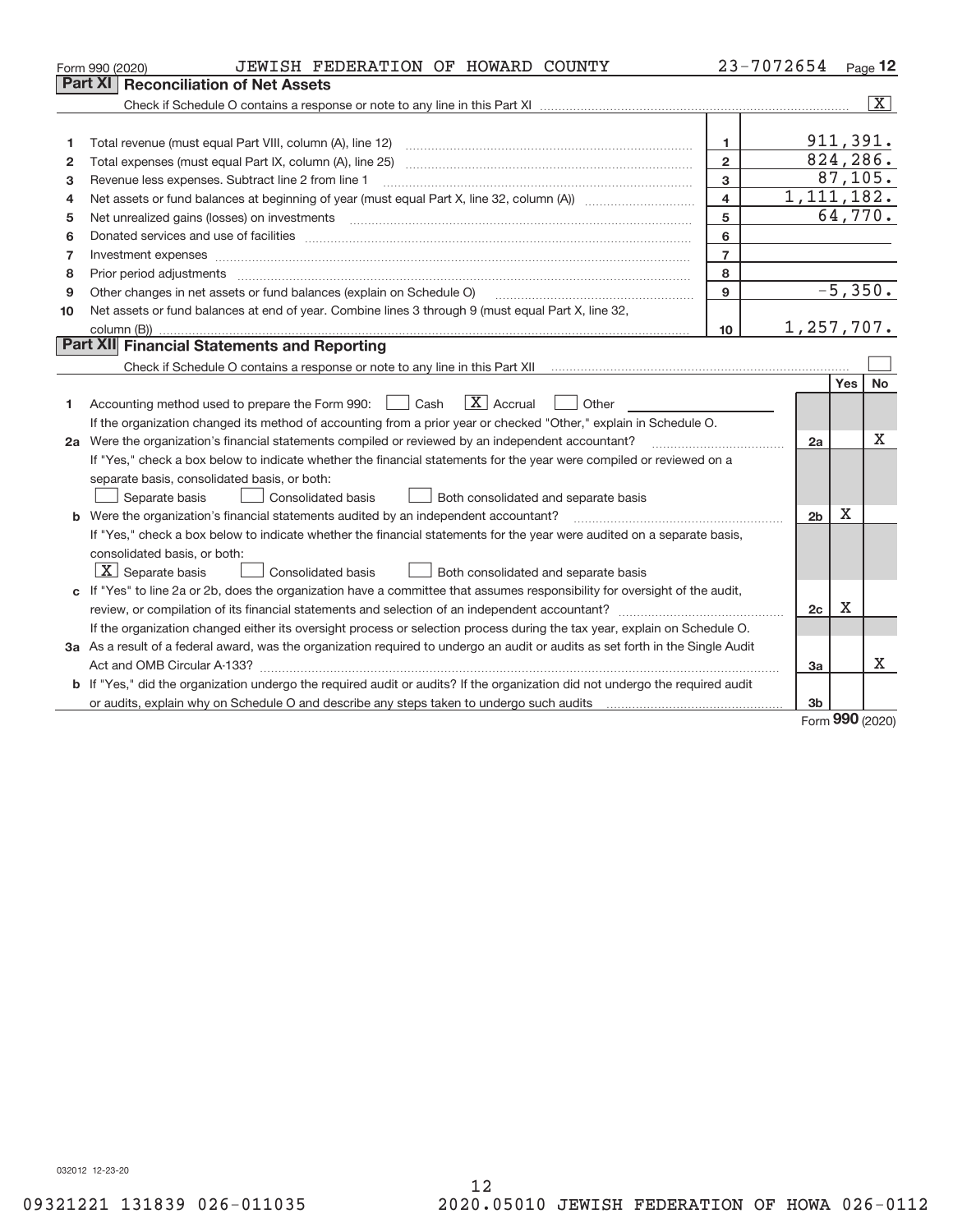Form 990 (2020) JEWISH FEDERATION OF HOWARD COUNTY 23-7072654 Page 12

## Part XI Reconciliation of Net Assets

Check if Schedule O contains a response or note to any line in this Part XI ..... [X]

| | | | |
|---|---|---|---|
| 1 | Total revenue (must equal Part VIII, column (A), line 12) | 1 | 911,391. |
| 2 | Total expenses (must equal Part IX, column (A), line 25) | 2 | 824,286. |
| 3 | Revenue less expenses. Subtract line 2 from line 1 | 3 | 87,105. |
| 4 | Net assets or fund balances at beginning of year (must equal Part X, line 32, column (A)) | 4 | 1,111,182. |
| 5 | Net unrealized gains (losses) on investments | 5 | 64,770. |
| 6 | Donated services and use of facilities | 6 | |
| 7 | Investment expenses | 7 | |
| 8 | Prior period adjustments | 8 | |
| 9 | Other changes in net assets or fund balances (explain on Schedule O) | 9 | -5,350. |
| 10 | Net assets or fund balances at end of year. Combine lines 3 through 9 (must equal Part X, line 32, column (B)) | 10 | 1,257,707. |

## Part XII Financial Statements and Reporting

Check if Schedule O contains a response or note to any line in this Part XII ..... [ ]

| | | | Yes | No |
|---|---|---|---|---|
| 1 | Accounting method used to prepare the Form 990: [ ] Cash [X] Accrual [ ] Other<br>If the organization changed its method of accounting from a prior year or checked "Other," explain in Schedule O. | | | |
| 2a | Were the organization's financial statements compiled or reviewed by an independent accountant?<br>If "Yes," check a box below to indicate whether the financial statements for the year were compiled or reviewed on a separate basis, consolidated basis, or both:<br>[ ] Separate basis [ ] Consolidated basis [ ] Both consolidated and separate basis | 2a | | X |
| b | Were the organization's financial statements audited by an independent accountant?<br>If "Yes," check a box below to indicate whether the financial statements for the year were audited on a separate basis, consolidated basis, or both:<br>[X] Separate basis [ ] Consolidated basis [ ] Both consolidated and separate basis | 2b | X | |
| c | If "Yes" to line 2a or 2b, does the organization have a committee that assumes responsibility for oversight of the audit, review, or compilation of its financial statements and selection of an independent accountant?<br>If the organization changed either its oversight process or selection process during the tax year, explain on Schedule O. | 2c | X | |
| 3a | As a result of a federal award, was the organization required to undergo an audit or audits as set forth in the Single Audit Act and OMB Circular A-133? | 3a | | X |
| b | If "Yes," did the organization undergo the required audit or audits? If the organization did not undergo the required audit or audits, explain why on Schedule O and describe any steps taken to undergo such audits | 3b | | |

Form 990 (2020)

032012 12-23-20

09321221 131839 026-011035 2020.05010 JEWISH FEDERATION OF HOWA 026-0112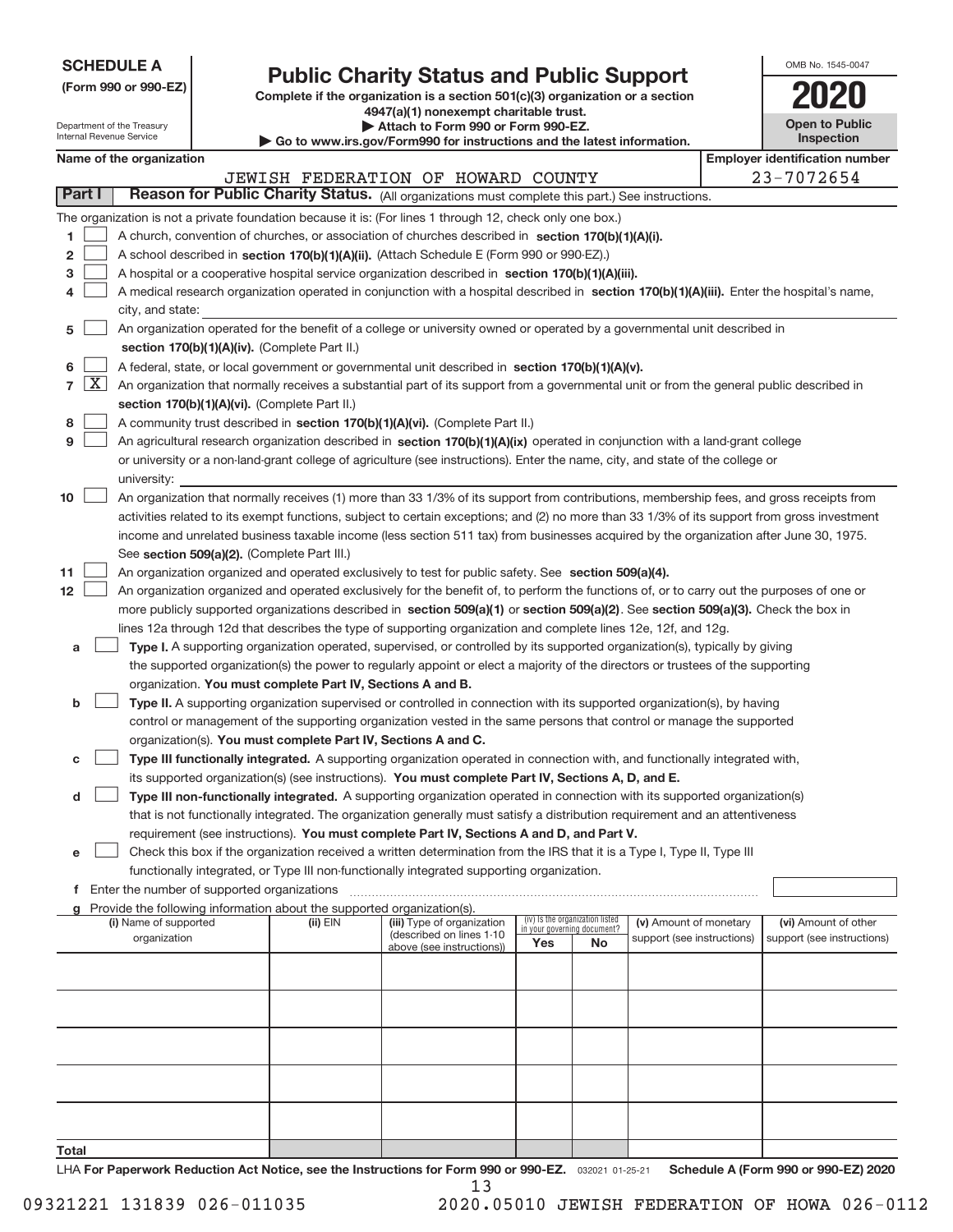**SCHEDULE A**
**(Form 990 or 990-EZ)**

Department of the Treasury
Internal Revenue Service

# Public Charity Status and Public Support

**Complete if the organization is a section 501(c)(3) organization or a section 4947(a)(1) nonexempt charitable trust.**
**▶ Attach to Form 990 or Form 990-EZ.**
**▶ Go to www.irs.gov/Form990 for instructions and the latest information.**

OMB No. 1545-0047

**2020**

**Open to Public Inspection**

**Name of the organization**: JEWISH FEDERATION OF HOWARD COUNTY

**Employer identification number**: 23-7072654

## Part I — Reason for Public Charity Status. (All organizations must complete this part.) See instructions.

The organization is not a private foundation because it is: (For lines 1 through 12, check only one box.)

1. [ ] A church, convention of churches, or association of churches described in **section 170(b)(1)(A)(i).**
2. [ ] A school described in **section 170(b)(1)(A)(ii).** (Attach Schedule E (Form 990 or 990-EZ).)
3. [ ] A hospital or a cooperative hospital service organization described in **section 170(b)(1)(A)(iii).**
4. [ ] A medical research organization operated in conjunction with a hospital described in **section 170(b)(1)(A)(iii).** Enter the hospital's name, city, and state:
5. [ ] An organization operated for the benefit of a college or university owned or operated by a governmental unit described in **section 170(b)(1)(A)(iv).** (Complete Part II.)
6. [ ] A federal, state, or local government or governmental unit described in **section 170(b)(1)(A)(v).**
7. [X] An organization that normally receives a substantial part of its support from a governmental unit or from the general public described in **section 170(b)(1)(A)(vi).** (Complete Part II.)
8. [ ] A community trust described in **section 170(b)(1)(A)(vi).** (Complete Part II.)
9. [ ] An agricultural research organization described in **section 170(b)(1)(A)(ix)** operated in conjunction with a land-grant college or university or a non-land-grant college of agriculture (see instructions). Enter the name, city, and state of the college or university:
10. [ ] An organization that normally receives (1) more than 33 1/3% of its support from contributions, membership fees, and gross receipts from activities related to its exempt functions, subject to certain exceptions; and (2) no more than 33 1/3% of its support from gross investment income and unrelated business taxable income (less section 511 tax) from businesses acquired by the organization after June 30, 1975. See **section 509(a)(2).** (Complete Part III.)
11. [ ] An organization organized and operated exclusively to test for public safety. See **section 509(a)(4).**
12. [ ] An organization organized and operated exclusively for the benefit of, to perform the functions of, or to carry out the purposes of one or more publicly supported organizations described in **section 509(a)(1)** or **section 509(a)(2)**. See **section 509(a)(3).** Check the box in lines 12a through 12d that describes the type of supporting organization and complete lines 12e, 12f, and 12g.
   - **a** [ ] **Type I.** A supporting organization operated, supervised, or controlled by its supported organization(s), typically by giving the supported organization(s) the power to regularly appoint or elect a majority of the directors or trustees of the supporting organization. **You must complete Part IV, Sections A and B.**
   - **b** [ ] **Type II.** A supporting organization supervised or controlled in connection with its supported organization(s), by having control or management of the supporting organization vested in the same persons that control or manage the supported organization(s). **You must complete Part IV, Sections A and C.**
   - **c** [ ] **Type III functionally integrated.** A supporting organization operated in connection with, and functionally integrated with, its supported organization(s) (see instructions). **You must complete Part IV, Sections A, D, and E.**
   - **d** [ ] **Type III non-functionally integrated.** A supporting organization operated in connection with its supported organization(s) that is not functionally integrated. The organization generally must satisfy a distribution requirement and an attentiveness requirement (see instructions). **You must complete Part IV, Sections A and D, and Part V.**
   - **e** [ ] Check this box if the organization received a written determination from the IRS that it is a Type I, Type II, Type III functionally integrated, or Type III non-functionally integrated supporting organization.
   - **f** Enter the number of supported organizations
   - **g** Provide the following information about the supported organization(s).

| (i) Name of supported organization | (ii) EIN | (iii) Type of organization (described on lines 1-10 above (see instructions)) | (iv) Is the organization listed in your governing document? Yes | No | (v) Amount of monetary support (see instructions) | (vi) Amount of other support (see instructions) |
|---|---|---|---|---|---|---|
| | | | | | | |
| | | | | | | |
| | | | | | | |
| | | | | | | |
| | | | | | | |
| **Total** | | | | | | |

LHA **For Paperwork Reduction Act Notice, see the Instructions for Form 990 or 990-EZ.** 032021 01-25-21 **Schedule A (Form 990 or 990-EZ) 2020**

09321221 131839 026-011035 2020.05010 JEWISH FEDERATION OF HOWA 026-0112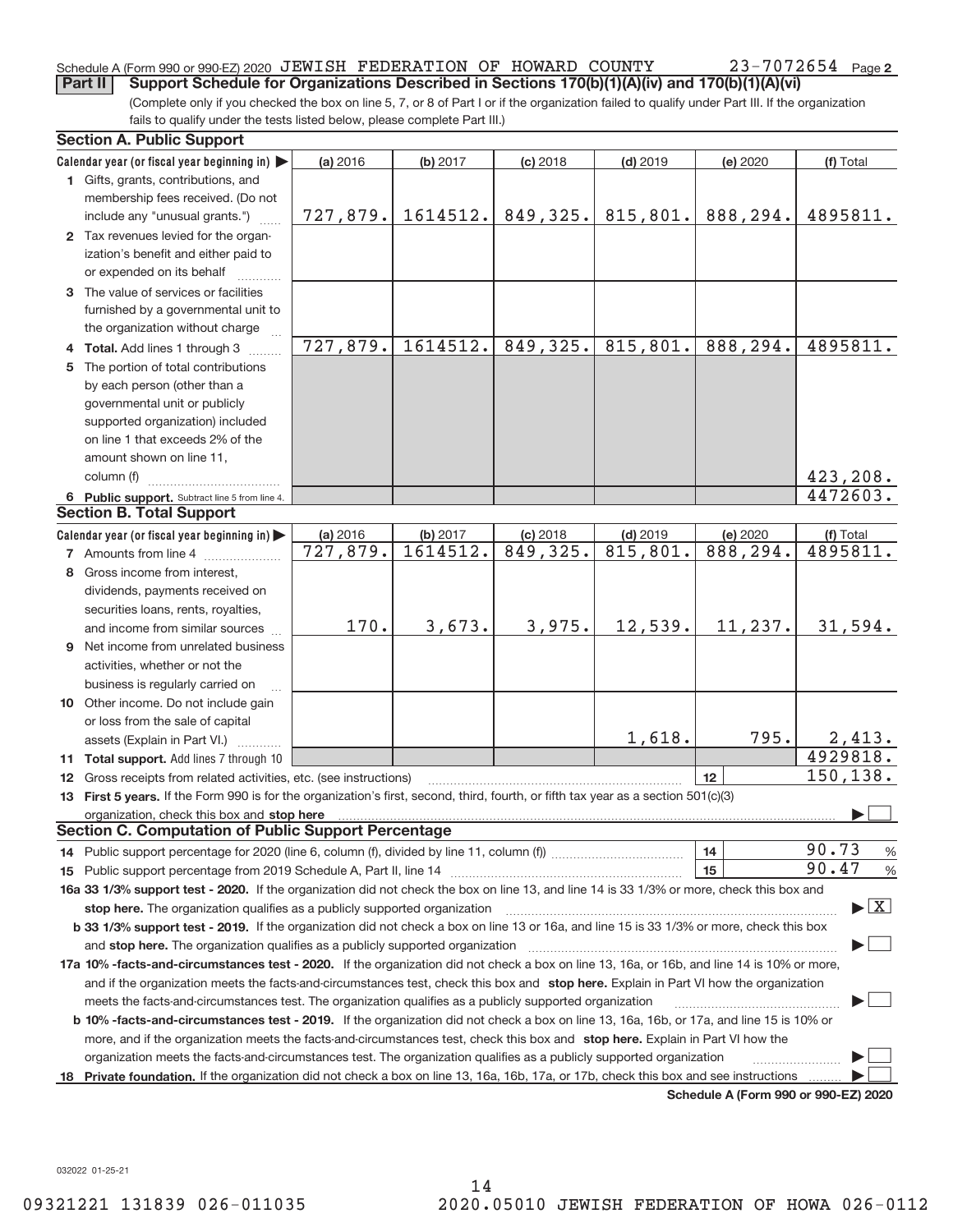Schedule A (Form 990 or 990-EZ) 2020 JEWISH FEDERATION OF HOWARD COUNTY 23-7072654 Page 2

**Part II Support Schedule for Organizations Described in Sections 170(b)(1)(A)(iv) and 170(b)(1)(A)(vi)**

(Complete only if you checked the box on line 5, 7, or 8 of Part I or if the organization failed to qualify under Part III. If the organization fails to qualify under the tests listed below, please complete Part III.)

**Section A. Public Support**

| Calendar year (or fiscal year beginning in) ▶ | (a) 2016 | (b) 2017 | (c) 2018 | (d) 2019 | (e) 2020 | (f) Total |
|---|---|---|---|---|---|---|
| 1 Gifts, grants, contributions, and membership fees received. (Do not include any "unusual grants.") | 727,879. | 1614512. | 849,325. | 815,801. | 888,294. | 4895811. |
| 2 Tax revenues levied for the organization's benefit and either paid to or expended on its behalf | | | | | | |
| 3 The value of services or facilities furnished by a governmental unit to the organization without charge | | | | | | |
| 4 **Total.** Add lines 1 through 3 | 727,879. | 1614512. | 849,325. | 815,801. | 888,294. | 4895811. |
| 5 The portion of total contributions by each person (other than a governmental unit or publicly supported organization) included on line 1 that exceeds 2% of the amount shown on line 11, column (f) | | | | | | 423,208. |
| 6 **Public support.** Subtract line 5 from line 4. | | | | | | 4472603. |

**Section B. Total Support**

| Calendar year (or fiscal year beginning in) ▶ | (a) 2016 | (b) 2017 | (c) 2018 | (d) 2019 | (e) 2020 | (f) Total |
|---|---|---|---|---|---|---|
| 7 Amounts from line 4 | 727,879. | 1614512. | 849,325. | 815,801. | 888,294. | 4895811. |
| 8 Gross income from interest, dividends, payments received on securities loans, rents, royalties, and income from similar sources | 170. | 3,673. | 3,975. | 12,539. | 11,237. | 31,594. |
| 9 Net income from unrelated business activities, whether or not the business is regularly carried on | | | | | | |
| 10 Other income. Do not include gain or loss from the sale of capital assets (Explain in Part VI.) | | | | 1,618. | 795. | 2,413. |
| 11 **Total support.** Add lines 7 through 10 | | | | | | 4929818. |
| 12 Gross receipts from related activities, etc. (see instructions) | | | | | 12 | 150,138. |

13 **First 5 years.** If the Form 990 is for the organization's first, second, third, fourth, or fifth tax year as a section 501(c)(3) organization, check this box and **stop here** ▶ ☐

**Section C. Computation of Public Support Percentage**

14 Public support percentage for 2020 (line 6, column (f), divided by line 11, column (f)) — 14 — 90.73 %

15 Public support percentage from 2019 Schedule A, Part II, line 14 — 15 — 90.47 %

**16a 33 1/3% support test - 2020.** If the organization did not check the box on line 13, and line 14 is 33 1/3% or more, check this box and **stop here.** The organization qualifies as a publicly supported organization ▶ ☒

**b 33 1/3% support test - 2019.** If the organization did not check a box on line 13 or 16a, and line 15 is 33 1/3% or more, check this box and **stop here.** The organization qualifies as a publicly supported organization ▶ ☐

**17a 10% -facts-and-circumstances test - 2020.** If the organization did not check a box on line 13, 16a, or 16b, and line 14 is 10% or more, and if the organization meets the facts-and-circumstances test, check this box and **stop here.** Explain in Part VI how the organization meets the facts-and-circumstances test. The organization qualifies as a publicly supported organization ▶ ☐

**b 10% -facts-and-circumstances test - 2019.** If the organization did not check a box on line 13, 16a, 16b, or 17a, and line 15 is 10% or more, and if the organization meets the facts-and-circumstances test, check this box and **stop here.** Explain in Part VI how the organization meets the facts-and-circumstances test. The organization qualifies as a publicly supported organization ▶ ☐

18 **Private foundation.** If the organization did not check a box on line 13, 16a, 16b, 17a, or 17b, check this box and see instructions ▶ ☐

**Schedule A (Form 990 or 990-EZ) 2020**

032022 01-25-21

09321221 131839 026-011035 2020.05010 JEWISH FEDERATION OF HOWA 026-0112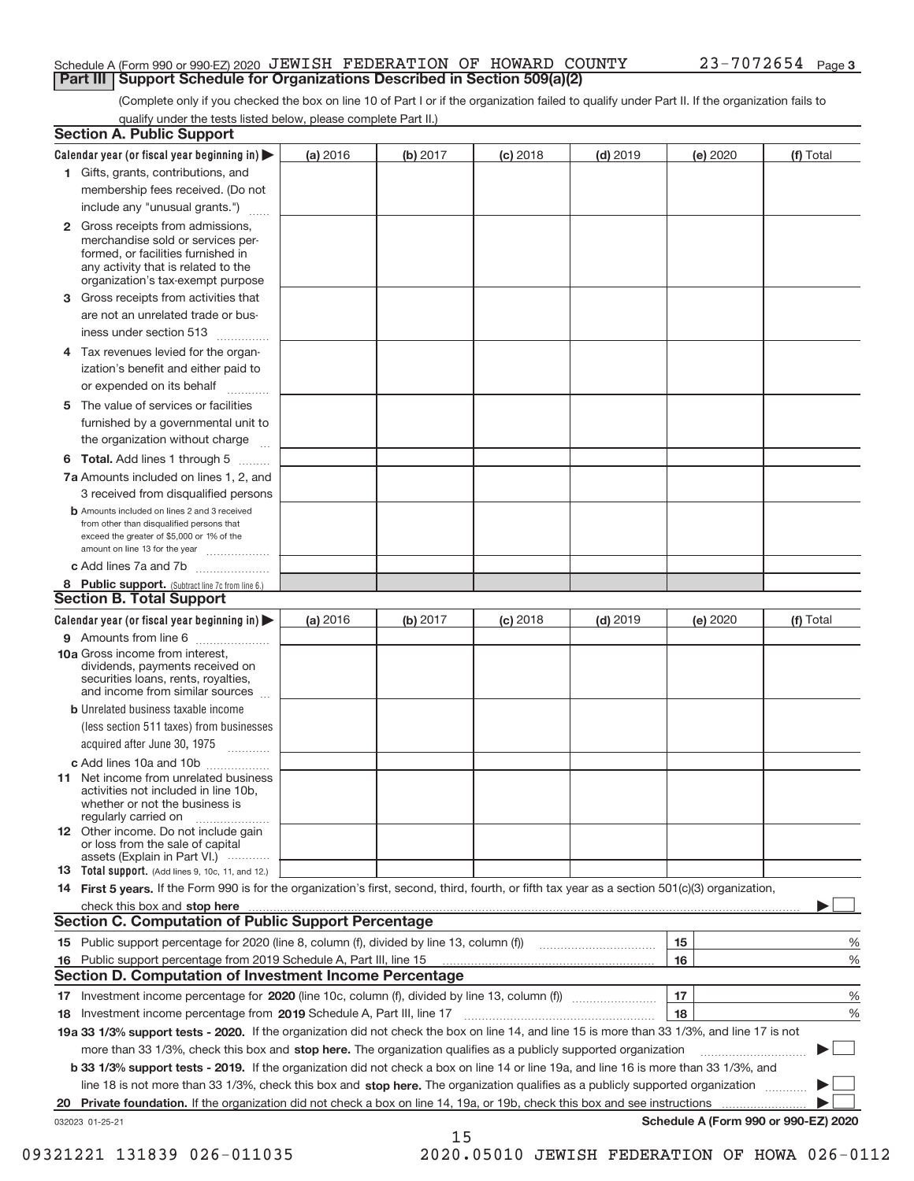Schedule A (Form 990 or 990-EZ) 2020 JEWISH FEDERATION OF HOWARD COUNTY 23-7072654 Page 3

## Part III Support Schedule for Organizations Described in Section 509(a)(2)

(Complete only if you checked the box on line 10 of Part I or if the organization failed to qualify under Part II. If the organization fails to qualify under the tests listed below, please complete Part II.)

### Section A. Public Support

| Calendar year (or fiscal year beginning in) ▶ | (a) 2016 | (b) 2017 | (c) 2018 | (d) 2019 | (e) 2020 | (f) Total |
|---|---|---|---|---|---|---|
| 1 Gifts, grants, contributions, and membership fees received. (Do not include any "unusual grants.") | | | | | | |
| 2 Gross receipts from admissions, merchandise sold or services performed, or facilities furnished in any activity that is related to the organization's tax-exempt purpose | | | | | | |
| 3 Gross receipts from activities that are not an unrelated trade or business under section 513 | | | | | | |
| 4 Tax revenues levied for the organization's benefit and either paid to or expended on its behalf | | | | | | |
| 5 The value of services or facilities furnished by a governmental unit to the organization without charge | | | | | | |
| 6 Total. Add lines 1 through 5 | | | | | | |
| 7a Amounts included on lines 1, 2, and 3 received from disqualified persons | | | | | | |
| b Amounts included on lines 2 and 3 received from other than disqualified persons that exceed the greater of $5,000 or 1% of the amount on line 13 for the year | | | | | | |
| c Add lines 7a and 7b | | | | | | |
| 8 Public support. (Subtract line 7c from line 6.) | | | | | | |

### Section B. Total Support

| Calendar year (or fiscal year beginning in) ▶ | (a) 2016 | (b) 2017 | (c) 2018 | (d) 2019 | (e) 2020 | (f) Total |
|---|---|---|---|---|---|---|
| 9 Amounts from line 6 | | | | | | |
| 10a Gross income from interest, dividends, payments received on securities loans, rents, royalties, and income from similar sources | | | | | | |
| b Unrelated business taxable income (less section 511 taxes) from businesses acquired after June 30, 1975 | | | | | | |
| c Add lines 10a and 10b | | | | | | |
| 11 Net income from unrelated business activities not included in line 10b, whether or not the business is regularly carried on | | | | | | |
| 12 Other income. Do not include gain or loss from the sale of capital assets (Explain in Part VI.) | | | | | | |
| 13 Total support. (Add lines 9, 10c, 11, and 12.) | | | | | | |

14 **First 5 years.** If the Form 990 is for the organization's first, second, third, fourth, or fifth tax year as a section 501(c)(3) organization, check this box and **stop here** ▶ ☐

### Section C. Computation of Public Support Percentage

| | | | |
|---|---|---|---|
| 15 | Public support percentage for 2020 (line 8, column (f), divided by line 13, column (f)) | 15 | % |
| 16 | Public support percentage from 2019 Schedule A, Part III, line 15 | 16 | % |

### Section D. Computation of Investment Income Percentage

| | | | |
|---|---|---|---|
| 17 | Investment income percentage for **2020** (line 10c, column (f), divided by line 13, column (f)) | 17 | % |
| 18 | Investment income percentage from **2019** Schedule A, Part III, line 17 | 18 | % |

**19a 33 1/3% support tests - 2020.** If the organization did not check the box on line 14, and line 15 is more than 33 1/3%, and line 17 is not more than 33 1/3%, check this box and **stop here.** The organization qualifies as a publicly supported organization ▶ ☐

**b 33 1/3% support tests - 2019.** If the organization did not check a box on line 14 or line 19a, and line 16 is more than 33 1/3%, and line 18 is not more than 33 1/3%, check this box and **stop here.** The organization qualifies as a publicly supported organization ▶ ☐

**20 Private foundation.** If the organization did not check a box on line 14, 19a, or 19b, check this box and see instructions ▶ ☐

032023 01-25-21 **Schedule A (Form 990 or 990-EZ) 2020**

09321221 131839 026-011035 2020.05010 JEWISH FEDERATION OF HOWA 026-0112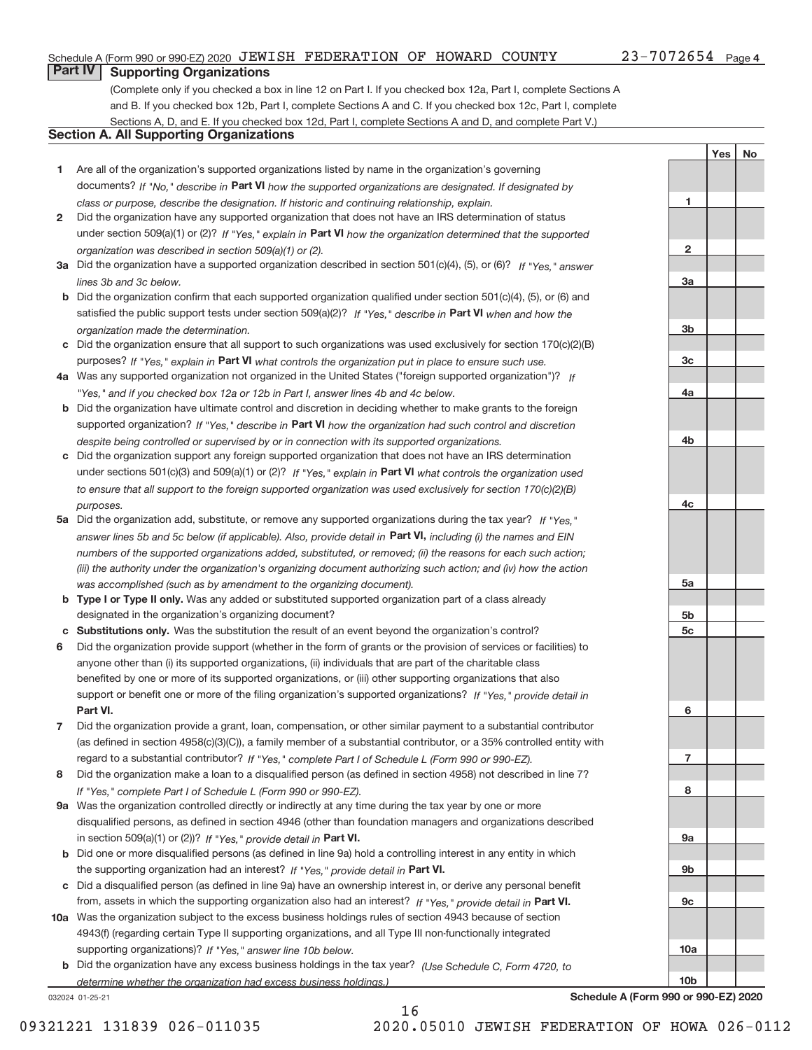Schedule A (Form 990 or 990-EZ) 2020 JEWISH FEDERATION OF HOWARD COUNTY 23-7072654 Page 4

## Part IV Supporting Organizations

(Complete only if you checked a box in line 12 on Part I. If you checked box 12a, Part I, complete Sections A and B. If you checked box 12b, Part I, complete Sections A and C. If you checked box 12c, Part I, complete Sections A, D, and E. If you checked box 12d, Part I, complete Sections A and D, and complete Part V.)

### Section A. All Supporting Organizations

| | | | Yes | No |
|---|---|---|---|---|
| **1** | Are all of the organization's supported organizations listed by name in the organization's governing documents? *If "No," describe in* **Part VI** *how the supported organizations are designated. If designated by class or purpose, describe the designation. If historic and continuing relationship, explain.* | 1 | | |
| **2** | Did the organization have any supported organization that does not have an IRS determination of status under section 509(a)(1) or (2)? *If "Yes," explain in* **Part VI** *how the organization determined that the supported organization was described in section 509(a)(1) or (2).* | 2 | | |
| **3a** | Did the organization have a supported organization described in section 501(c)(4), (5), or (6)? *If "Yes," answer lines 3b and 3c below.* | 3a | | |
| **b** | Did the organization confirm that each supported organization qualified under section 501(c)(4), (5), or (6) and satisfied the public support tests under section 509(a)(2)? *If "Yes," describe in* **Part VI** *when and how the organization made the determination.* | 3b | | |
| **c** | Did the organization ensure that all support to such organizations was used exclusively for section 170(c)(2)(B) purposes? *If "Yes," explain in* **Part VI** *what controls the organization put in place to ensure such use.* | 3c | | |
| **4a** | Was any supported organization not organized in the United States ("foreign supported organization")? *If "Yes," and if you checked box 12a or 12b in Part I, answer lines 4b and 4c below.* | 4a | | |
| **b** | Did the organization have ultimate control and discretion in deciding whether to make grants to the foreign supported organization? *If "Yes," describe in* **Part VI** *how the organization had such control and discretion despite being controlled or supervised by or in connection with its supported organizations.* | 4b | | |
| **c** | Did the organization support any foreign supported organization that does not have an IRS determination under sections 501(c)(3) and 509(a)(1) or (2)? *If "Yes," explain in* **Part VI** *what controls the organization used to ensure that all support to the foreign supported organization was used exclusively for section 170(c)(2)(B) purposes.* | 4c | | |
| **5a** | Did the organization add, substitute, or remove any supported organizations during the tax year? *If "Yes," answer lines 5b and 5c below (if applicable). Also, provide detail in* **Part VI,** *including (i) the names and EIN numbers of the supported organizations added, substituted, or removed; (ii) the reasons for each such action; (iii) the authority under the organization's organizing document authorizing such action; and (iv) how the action was accomplished (such as by amendment to the organizing document).* | 5a | | |
| **b** | **Type I or Type II only.** Was any added or substituted supported organization part of a class already designated in the organization's organizing document? | 5b | | |
| **c** | **Substitutions only.** Was the substitution the result of an event beyond the organization's control? | 5c | | |
| **6** | Did the organization provide support (whether in the form of grants or the provision of services or facilities) to anyone other than (i) its supported organizations, (ii) individuals that are part of the charitable class benefited by one or more of its supported organizations, or (iii) other supporting organizations that also support or benefit one or more of the filing organization's supported organizations? *If "Yes," provide detail in* **Part VI.** | 6 | | |
| **7** | Did the organization provide a grant, loan, compensation, or other similar payment to a substantial contributor (as defined in section 4958(c)(3)(C)), a family member of a substantial contributor, or a 35% controlled entity with regard to a substantial contributor? *If "Yes," complete Part I of Schedule L (Form 990 or 990-EZ).* | 7 | | |
| **8** | Did the organization make a loan to a disqualified person (as defined in section 4958) not described in line 7? *If "Yes," complete Part I of Schedule L (Form 990 or 990-EZ).* | 8 | | |
| **9a** | Was the organization controlled directly or indirectly at any time during the tax year by one or more disqualified persons, as defined in section 4946 (other than foundation managers and organizations described in section 509(a)(1) or (2))? *If "Yes," provide detail in* **Part VI.** | 9a | | |
| **b** | Did one or more disqualified persons (as defined in line 9a) hold a controlling interest in any entity in which the supporting organization had an interest? *If "Yes," provide detail in* **Part VI.** | 9b | | |
| **c** | Did a disqualified person (as defined in line 9a) have an ownership interest in, or derive any personal benefit from, assets in which the supporting organization also had an interest? *If "Yes," provide detail in* **Part VI.** | 9c | | |
| **10a** | Was the organization subject to the excess business holdings rules of section 4943 because of section 4943(f) (regarding certain Type II supporting organizations, and all Type III non-functionally integrated supporting organizations)? *If "Yes," answer line 10b below.* | 10a | | |
| **b** | Did the organization have any excess business holdings in the tax year? *(Use Schedule C, Form 4720, to determine whether the organization had excess business holdings.)* | 10b | | |

032024 01-25-21 **Schedule A (Form 990 or 990-EZ) 2020**

09321221 131839 026-011035 2020.05010 JEWISH FEDERATION OF HOWA 026-0112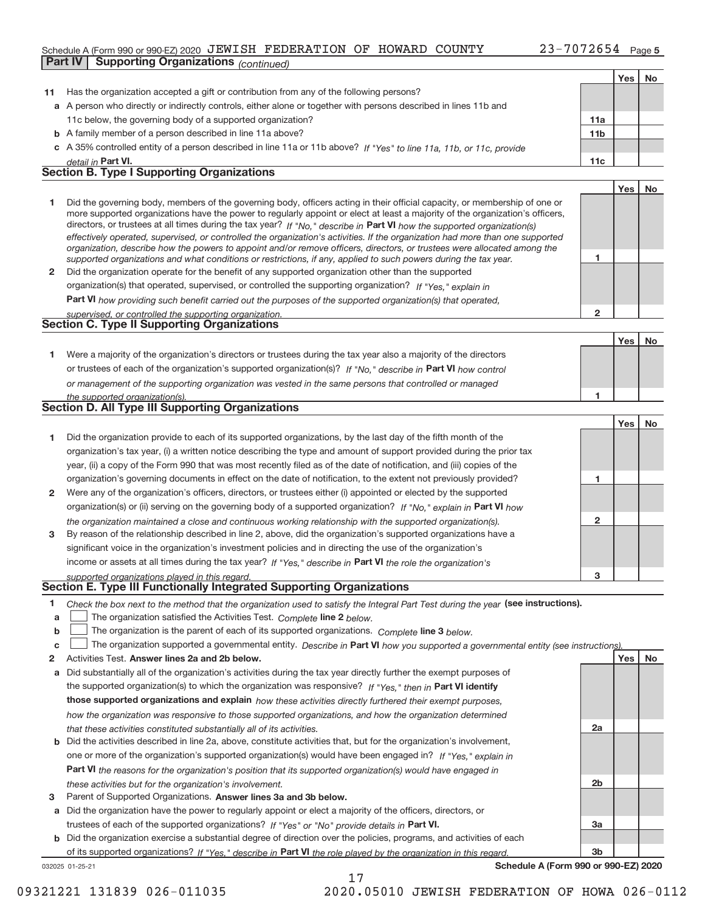Schedule A (Form 990 or 990-EZ) 2020 JEWISH FEDERATION OF HOWARD COUNTY 23-7072654 Page 5

**Part IV | Supporting Organizations** *(continued)*

| | | | Yes | No |
|---|---|---|---|---|
| **11** | Has the organization accepted a gift or contribution from any of the following persons? | | | |
| **a** | A person who directly or indirectly controls, either alone or together with persons described in lines 11b and 11c below, the governing body of a supported organization? | 11a | | |
| **b** | A family member of a person described in line 11a above? | 11b | | |
| **c** | A 35% controlled entity of a person described in line 11a or 11b above? *If "Yes" to line 11a, 11b, or 11c, provide detail in* **Part VI.** | 11c | | |

## Section B. Type I Supporting Organizations

| | | | Yes | No |
|---|---|---|---|---|
| **1** | Did the governing body, members of the governing body, officers acting in their official capacity, or membership of one or more supported organizations have the power to regularly appoint or elect at least a majority of the organization's officers, directors, or trustees at all times during the tax year? *If "No," describe in* **Part VI** *how the supported organization(s) effectively operated, supervised, or controlled the organization's activities. If the organization had more than one supported organization, describe how the powers to appoint and/or remove officers, directors, or trustees were allocated among the supported organizations and what conditions or restrictions, if any, applied to such powers during the tax year.* | 1 | | |
| **2** | Did the organization operate for the benefit of any supported organization other than the supported organization(s) that operated, supervised, or controlled the supporting organization? *If "Yes," explain in* **Part VI** *how providing such benefit carried out the purposes of the supported organization(s) that operated, supervised, or controlled the supporting organization.* | 2 | | |

## Section C. Type II Supporting Organizations

| | | | Yes | No |
|---|---|---|---|---|
| **1** | Were a majority of the organization's directors or trustees during the tax year also a majority of the directors or trustees of each of the organization's supported organization(s)? *If "No," describe in* **Part VI** *how control or management of the supporting organization was vested in the same persons that controlled or managed the supported organization(s).* | 1 | | |

## Section D. All Type III Supporting Organizations

| | | | Yes | No |
|---|---|---|---|---|
| **1** | Did the organization provide to each of its supported organizations, by the last day of the fifth month of the organization's tax year, (i) a written notice describing the type and amount of support provided during the prior tax year, (ii) a copy of the Form 990 that was most recently filed as of the date of notification, and (iii) copies of the organization's governing documents in effect on the date of notification, to the extent not previously provided? | 1 | | |
| **2** | Were any of the organization's officers, directors, or trustees either (i) appointed or elected by the supported organization(s) or (ii) serving on the governing body of a supported organization? *If "No," explain in* **Part VI** *how the organization maintained a close and continuous working relationship with the supported organization(s).* | 2 | | |
| **3** | By reason of the relationship described in line 2, above, did the organization's supported organizations have a significant voice in the organization's investment policies and in directing the use of the organization's income or assets at all times during the tax year? *If "Yes," describe in* **Part VI** *the role the organization's supported organizations played in this regard.* | 3 | | |

## Section E. Type III Functionally Integrated Supporting Organizations

**1** *Check the box next to the method that the organization used to satisfy the Integral Part Test during the year* **(see instructions).**

- **a** ☐ The organization satisfied the Activities Test. *Complete* **line 2** *below.*
- **b** ☐ The organization is the parent of each of its supported organizations. *Complete* **line 3** *below.*
- **c** ☐ The organization supported a governmental entity. *Describe in* **Part VI** *how you supported a governmental entity (see instructions).*

| | | | Yes | No |
|---|---|---|---|---|
| **2** | Activities Test. **Answer lines 2a and 2b below.** | | | |
| **a** | Did substantially all of the organization's activities during the tax year directly further the exempt purposes of the supported organization(s) to which the organization was responsive? *If "Yes," then in* **Part VI identify those supported organizations and explain** *how these activities directly furthered their exempt purposes, how the organization was responsive to those supported organizations, and how the organization determined that these activities constituted substantially all of its activities.* | 2a | | |
| **b** | Did the activities described in line 2a, above, constitute activities that, but for the organization's involvement, one or more of the organization's supported organization(s) would have been engaged in? *If "Yes," explain in* **Part VI** *the reasons for the organization's position that its supported organization(s) would have engaged in these activities but for the organization's involvement.* | 2b | | |
| **3** | Parent of Supported Organizations. **Answer lines 3a and 3b below.** | | | |
| **a** | Did the organization have the power to regularly appoint or elect a majority of the officers, directors, or trustees of each of the supported organizations? *If "Yes" or "No" provide details in* **Part VI.** | 3a | | |
| **b** | Did the organization exercise a substantial degree of direction over the policies, programs, and activities of each of its supported organizations? *If "Yes," describe in* **Part VI** *the role played by the organization in this regard.* | 3b | | |

032025 01-25-21 **Schedule A (Form 990 or 990-EZ) 2020**

09321221 131839 026-011035 2020.05010 JEWISH FEDERATION OF HOWA 026-0112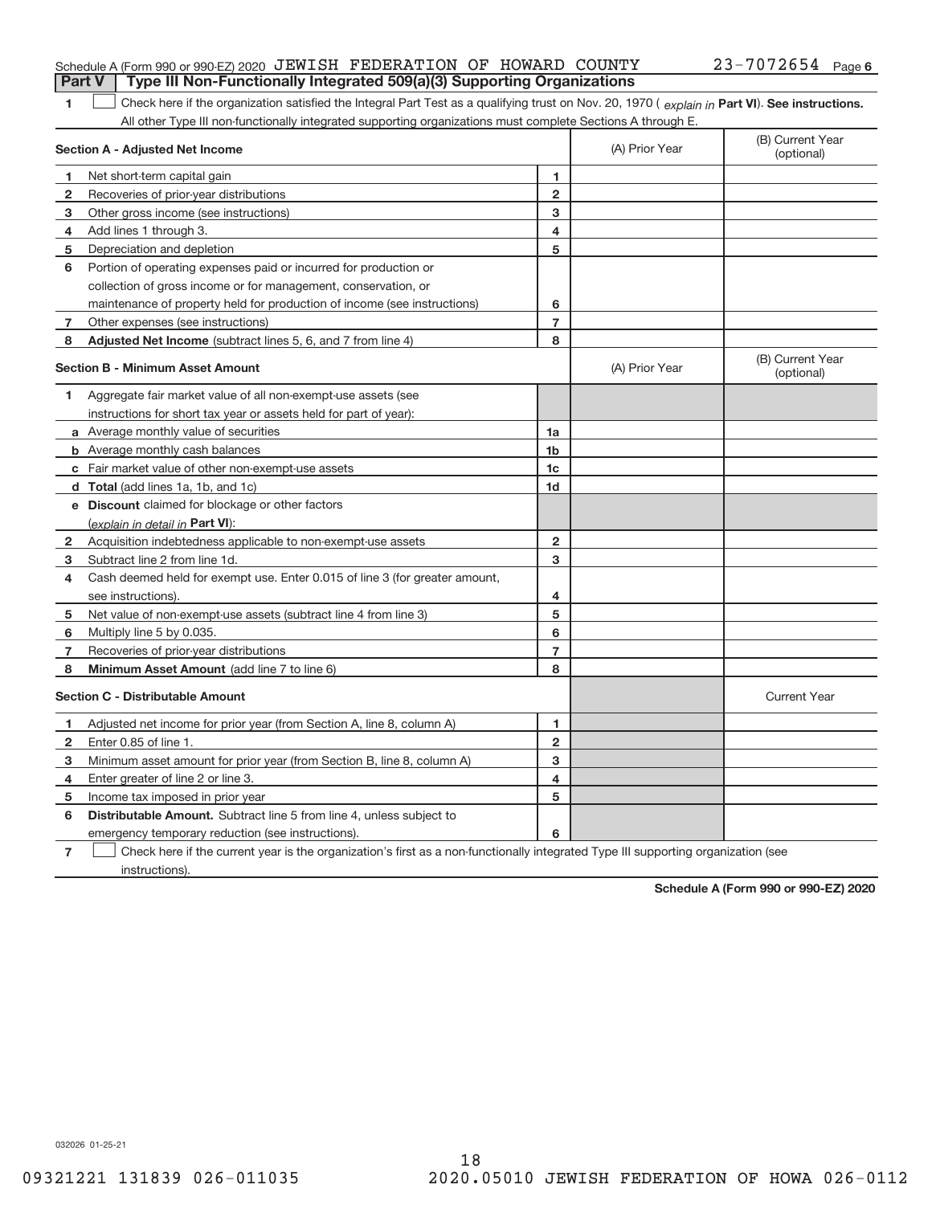Schedule A (Form 990 or 990-EZ) 2020 JEWISH FEDERATION OF HOWARD COUNTY 23-7072654 Page 6

## Part V Type III Non-Functionally Integrated 509(a)(3) Supporting Organizations

**1** ☐ Check here if the organization satisfied the Integral Part Test as a qualifying trust on Nov. 20, 1970 ( *explain in* **Part VI**). **See instructions.** All other Type III non-functionally integrated supporting organizations must complete Sections A through E.

| **Section A - Adjusted Net Income** | | | (A) Prior Year | (B) Current Year (optional) |
|---|---|---|---|---|
| **1** | Net short-term capital gain | 1 | | |
| **2** | Recoveries of prior-year distributions | 2 | | |
| **3** | Other gross income (see instructions) | 3 | | |
| **4** | Add lines 1 through 3. | 4 | | |
| **5** | Depreciation and depletion | 5 | | |
| **6** | Portion of operating expenses paid or incurred for production or collection of gross income or for management, conservation, or maintenance of property held for production of income (see instructions) | 6 | | |
| **7** | Other expenses (see instructions) | 7 | | |
| **8** | **Adjusted Net Income** (subtract lines 5, 6, and 7 from line 4) | 8 | | |

| **Section B - Minimum Asset Amount** | | | (A) Prior Year | (B) Current Year (optional) |
|---|---|---|---|---|
| **1** | Aggregate fair market value of all non-exempt-use assets (see instructions for short tax year or assets held for part of year): | | | |
| **a** | Average monthly value of securities | 1a | | |
| **b** | Average monthly cash balances | 1b | | |
| **c** | Fair market value of other non-exempt-use assets | 1c | | |
| **d** | **Total** (add lines 1a, 1b, and 1c) | 1d | | |
| **e** | **Discount** claimed for blockage or other factors (*explain in detail in* **Part VI**): | | | |
| **2** | Acquisition indebtedness applicable to non-exempt-use assets | 2 | | |
| **3** | Subtract line 2 from line 1d. | 3 | | |
| **4** | Cash deemed held for exempt use. Enter 0.015 of line 3 (for greater amount, see instructions). | 4 | | |
| **5** | Net value of non-exempt-use assets (subtract line 4 from line 3) | 5 | | |
| **6** | Multiply line 5 by 0.035. | 6 | | |
| **7** | Recoveries of prior-year distributions | 7 | | |
| **8** | **Minimum Asset Amount** (add line 7 to line 6) | 8 | | |

| **Section C - Distributable Amount** | | | | Current Year |
|---|---|---|---|---|
| **1** | Adjusted net income for prior year (from Section A, line 8, column A) | 1 | | |
| **2** | Enter 0.85 of line 1. | 2 | | |
| **3** | Minimum asset amount for prior year (from Section B, line 8, column A) | 3 | | |
| **4** | Enter greater of line 2 or line 3. | 4 | | |
| **5** | Income tax imposed in prior year | 5 | | |
| **6** | **Distributable Amount.** Subtract line 5 from line 4, unless subject to emergency temporary reduction (see instructions). | 6 | | |

**7** ☐ Check here if the current year is the organization's first as a non-functionally integrated Type III supporting organization (see instructions).

**Schedule A (Form 990 or 990-EZ) 2020**

032026 01-25-21

18

09321221 131839 026-011035 2020.05010 JEWISH FEDERATION OF HOWA 026-0112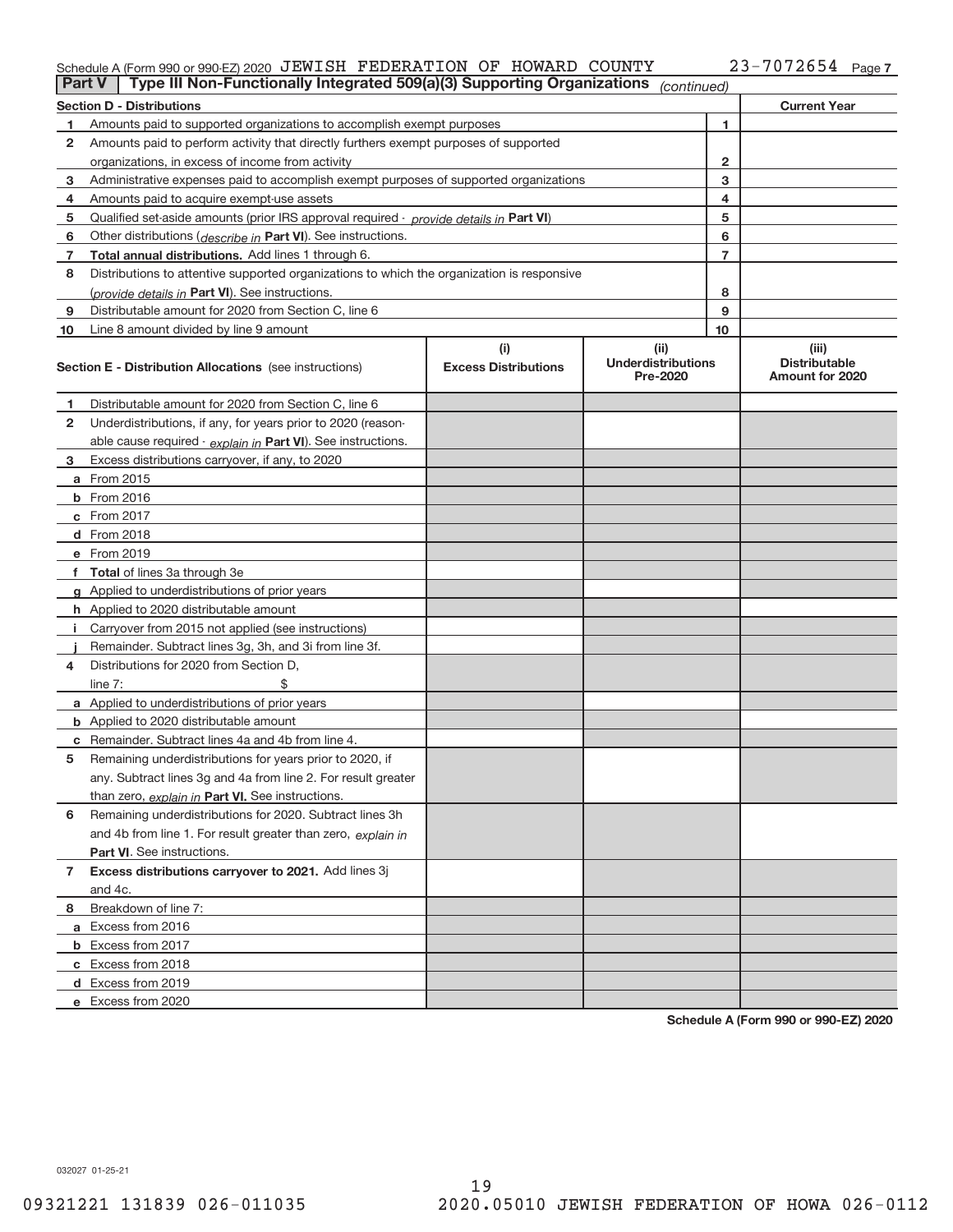Schedule A (Form 990 or 990-EZ) 2020 JEWISH FEDERATION OF HOWARD COUNTY 23-7072654 Page 7

**Part V** Type III Non-Functionally Integrated 509(a)(3) Supporting Organizations *(continued)*

| **Section D - Distributions** | | **Current Year** |
|---|---|---|
| **1** Amounts paid to supported organizations to accomplish exempt purposes | 1 | |
| **2** Amounts paid to perform activity that directly furthers exempt purposes of supported organizations, in excess of income from activity | 2 | |
| **3** Administrative expenses paid to accomplish exempt purposes of supported organizations | 3 | |
| **4** Amounts paid to acquire exempt-use assets | 4 | |
| **5** Qualified set-aside amounts (prior IRS approval required - *provide details in* **Part VI**) | 5 | |
| **6** Other distributions (*describe in* **Part VI**). See instructions. | 6 | |
| **7** **Total annual distributions.** Add lines 1 through 6. | 7 | |
| **8** Distributions to attentive supported organizations to which the organization is responsive (*provide details in* **Part VI**). See instructions. | 8 | |
| **9** Distributable amount for 2020 from Section C, line 6 | 9 | |
| **10** Line 8 amount divided by line 9 amount | 10 | |

| **Section E - Distribution Allocations** (see instructions) | (i) **Excess Distributions** | (ii) **Underdistributions Pre-2020** | (iii) **Distributable Amount for 2020** |
|---|---|---|---|
| **1** Distributable amount for 2020 from Section C, line 6 | | | |
| **2** Underdistributions, if any, for years prior to 2020 (reasonable cause required - *explain in* **Part VI**). See instructions. | | | |
| **3** Excess distributions carryover, if any, to 2020 | | | |
| **a** From 2015 | | | |
| **b** From 2016 | | | |
| **c** From 2017 | | | |
| **d** From 2018 | | | |
| **e** From 2019 | | | |
| **f** **Total** of lines 3a through 3e | | | |
| **g** Applied to underdistributions of prior years | | | |
| **h** Applied to 2020 distributable amount | | | |
| **i** Carryover from 2015 not applied (see instructions) | | | |
| **j** Remainder. Subtract lines 3g, 3h, and 3i from line 3f. | | | |
| **4** Distributions for 2020 from Section D, line 7: $ | | | |
| **a** Applied to underdistributions of prior years | | | |
| **b** Applied to 2020 distributable amount | | | |
| **c** Remainder. Subtract lines 4a and 4b from line 4. | | | |
| **5** Remaining underdistributions for years prior to 2020, if any. Subtract lines 3g and 4a from line 2. For result greater than zero, *explain in* **Part VI.** See instructions. | | | |
| **6** Remaining underdistributions for 2020. Subtract lines 3h and 4b from line 1. For result greater than zero, *explain in* **Part VI**. See instructions. | | | |
| **7** **Excess distributions carryover to 2021.** Add lines 3j and 4c. | | | |
| **8** Breakdown of line 7: | | | |
| **a** Excess from 2016 | | | |
| **b** Excess from 2017 | | | |
| **c** Excess from 2018 | | | |
| **d** Excess from 2019 | | | |
| **e** Excess from 2020 | | | |

**Schedule A (Form 990 or 990-EZ) 2020**

032027 01-25-21

09321221 131839 026-011035 2020.05010 JEWISH FEDERATION OF HOWA 026-0112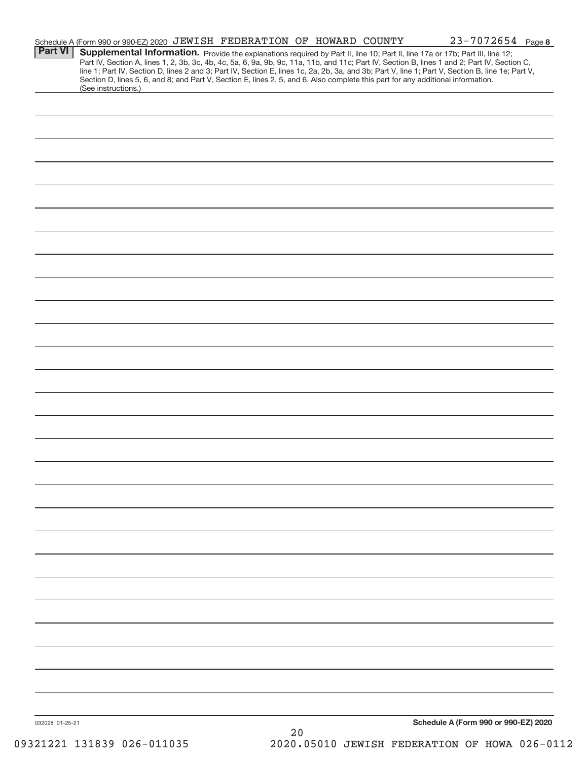Schedule A (Form 990 or 990-EZ) 2020 JEWISH FEDERATION OF HOWARD COUNTY 23-7072654 Page 8

**Part VI** **Supplemental Information.** Provide the explanations required by Part II, line 10; Part II, line 17a or 17b; Part III, line 12; Part IV, Section A, lines 1, 2, 3b, 3c, 4b, 4c, 5a, 6, 9a, 9b, 9c, 11a, 11b, and 11c; Part IV, Section B, lines 1 and 2; Part IV, Section C, line 1; Part IV, Section D, lines 2 and 3; Part IV, Section E, lines 1c, 2a, 2b, 3a, and 3b; Part V, line 1; Part V, Section B, line 1e; Part V, Section D, lines 5, 6, and 8; and Part V, Section E, lines 2, 5, and 6. Also complete this part for any additional information. (See instructions.)

032028 01-25-21

**Schedule A (Form 990 or 990-EZ) 2020**

09321221 131839 026-011035 2020.05010 JEWISH FEDERATION OF HOWA 026-0112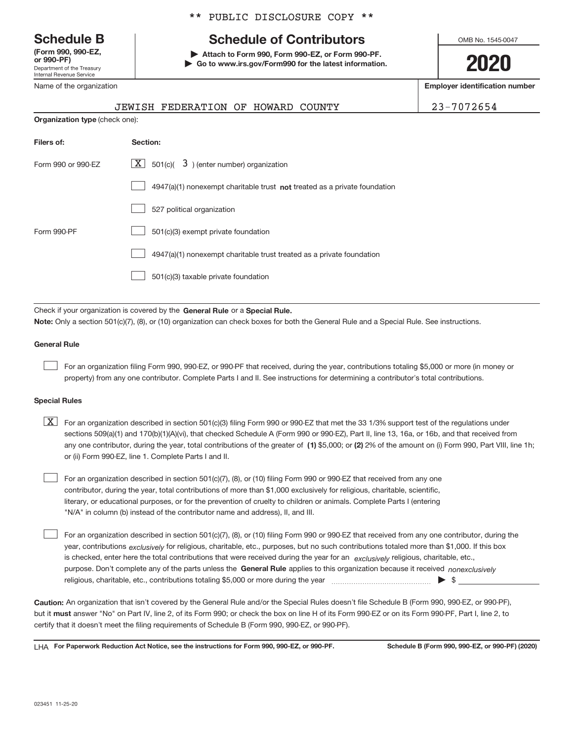** PUBLIC DISCLOSURE COPY **

# Schedule B

**(Form 990, 990-EZ, or 990-PF)**
Department of the Treasury
Internal Revenue Service

## Schedule of Contributors

▶ **Attach to Form 990, Form 990-EZ, or Form 990-PF.**
▶ **Go to www.irs.gov/Form990 for the latest information.**

OMB No. 1545-0047

**2020**

| Name of the organization | Employer identification number |
|---|---|
| JEWISH FEDERATION OF HOWARD COUNTY | 23-7072654 |

**Organization type** (check one):

| Filers of: | Section: |
|---|---|
| Form 990 or 990-EZ | [X] 501(c)( 3 ) (enter number) organization |
| | [ ] 4947(a)(1) nonexempt charitable trust **not** treated as a private foundation |
| | [ ] 527 political organization |
| Form 990-PF | [ ] 501(c)(3) exempt private foundation |
| | [ ] 4947(a)(1) nonexempt charitable trust treated as a private foundation |
| | [ ] 501(c)(3) taxable private foundation |

Check if your organization is covered by the **General Rule** or a **Special Rule.**

**Note:** Only a section 501(c)(7), (8), or (10) organization can check boxes for both the General Rule and a Special Rule. See instructions.

**General Rule**

[ ] For an organization filing Form 990, 990-EZ, or 990-PF that received, during the year, contributions totaling $5,000 or more (in money or property) from any one contributor. Complete Parts I and II. See instructions for determining a contributor's total contributions.

**Special Rules**

[X] For an organization described in section 501(c)(3) filing Form 990 or 990-EZ that met the 33 1/3% support test of the regulations under sections 509(a)(1) and 170(b)(1)(A)(vi), that checked Schedule A (Form 990 or 990-EZ), Part II, line 13, 16a, or 16b, and that received from any one contributor, during the year, total contributions of the greater of **(1)** $5,000; or **(2)** 2% of the amount on (i) Form 990, Part VIII, line 1h; or (ii) Form 990-EZ, line 1. Complete Parts I and II.

[ ] For an organization described in section 501(c)(7), (8), or (10) filing Form 990 or 990-EZ that received from any one contributor, during the year, total contributions of more than $1,000 exclusively for religious, charitable, scientific, literary, or educational purposes, or for the prevention of cruelty to children or animals. Complete Parts I (entering "N/A" in column (b) instead of the contributor name and address), II, and III.

[ ] For an organization described in section 501(c)(7), (8), or (10) filing Form 990 or 990-EZ that received from any one contributor, during the year, contributions *exclusively* for religious, charitable, etc., purposes, but no such contributions totaled more than $1,000. If this box is checked, enter here the total contributions that were received during the year for an *exclusively* religious, charitable, etc., purpose. Don't complete any of the parts unless the **General Rule** applies to this organization because it received *nonexclusively* religious, charitable, etc., contributions totaling $5,000 or more during the year ▶ $ \_\_\_\_\_\_\_\_\_\_

**Caution:** An organization that isn't covered by the General Rule and/or the Special Rules doesn't file Schedule B (Form 990, 990-EZ, or 990-PF), but it **must** answer "No" on Part IV, line 2, of its Form 990; or check the box on line H of its Form 990-EZ or on its Form 990-PF, Part I, line 2, to certify that it doesn't meet the filing requirements of Schedule B (Form 990, 990-EZ, or 990-PF).

LHA **For Paperwork Reduction Act Notice, see the instructions for Form 990, 990-EZ, or 990-PF.** **Schedule B (Form 990, 990-EZ, or 990-PF) (2020)**

023451 11-25-20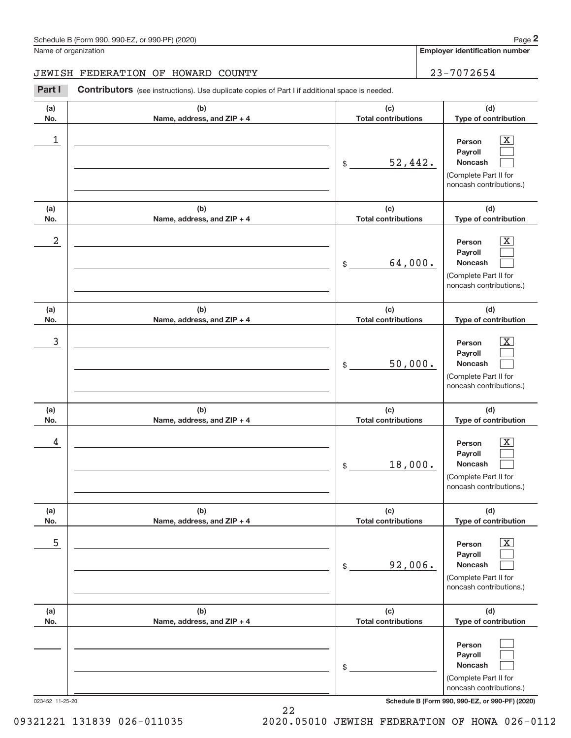Schedule B (Form 990, 990-EZ, or 990-PF) (2020)

Name of organization: JEWISH FEDERATION OF HOWARD COUNTY

Employer identification number: 23-7072654

**Part I** **Contributors** (see instructions). Use duplicate copies of Part I if additional space is needed.

| (a) No. | (b) Name, address, and ZIP + 4 | (c) Total contributions | (d) Type of contribution |
|---|---|---|---|
| 1 | | $ 52,442. | Person [X] Payroll [ ] Noncash [ ] (Complete Part II for noncash contributions.) |
| 2 | | $ 64,000. | Person [X] Payroll [ ] Noncash [ ] (Complete Part II for noncash contributions.) |
| 3 | | $ 50,000. | Person [X] Payroll [ ] Noncash [ ] (Complete Part II for noncash contributions.) |
| 4 | | $ 18,000. | Person [X] Payroll [ ] Noncash [ ] (Complete Part II for noncash contributions.) |
| 5 | | $ 92,006. | Person [X] Payroll [ ] Noncash [ ] (Complete Part II for noncash contributions.) |
| | | $ | Person [ ] Payroll [ ] Noncash [ ] (Complete Part II for noncash contributions.) |

023452 11-25-20

Schedule B (Form 990, 990-EZ, or 990-PF) (2020)

09321221 131839 026-011035 2020.05010 JEWISH FEDERATION OF HOWA 026-0112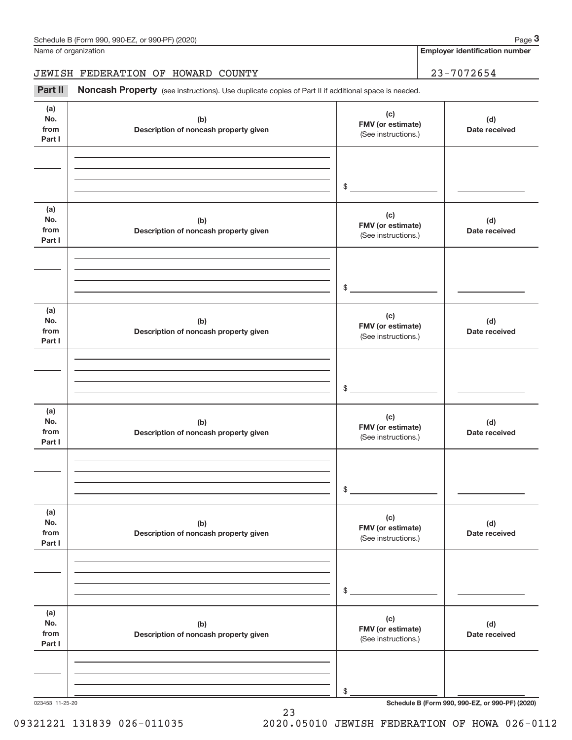Name of organization

**Employer identification number**

JEWISH FEDERATION OF HOWARD COUNTY

23-7072654

**Part II** **Noncash Property** (see instructions). Use duplicate copies of Part II if additional space is needed.

| (a) No. from Part I | (b) Description of noncash property given | (c) FMV (or estimate) (See instructions.) | (d) Date received |
|---|---|---|---|
| | | $ | |

| (a) No. from Part I | (b) Description of noncash property given | (c) FMV (or estimate) (See instructions.) | (d) Date received |
|---|---|---|---|
| | | $ | |

| (a) No. from Part I | (b) Description of noncash property given | (c) FMV (or estimate) (See instructions.) | (d) Date received |
|---|---|---|---|
| | | $ | |

| (a) No. from Part I | (b) Description of noncash property given | (c) FMV (or estimate) (See instructions.) | (d) Date received |
|---|---|---|---|
| | | $ | |

| (a) No. from Part I | (b) Description of noncash property given | (c) FMV (or estimate) (See instructions.) | (d) Date received |
|---|---|---|---|
| | | $ | |

| (a) No. from Part I | (b) Description of noncash property given | (c) FMV (or estimate) (See instructions.) | (d) Date received |
|---|---|---|---|
| | | $ | |

023453 11-25-20

**Schedule B (Form 990, 990-EZ, or 990-PF) (2020)**

09321221 131839 026-011035 2020.05010 JEWISH FEDERATION OF HOWA 026-0112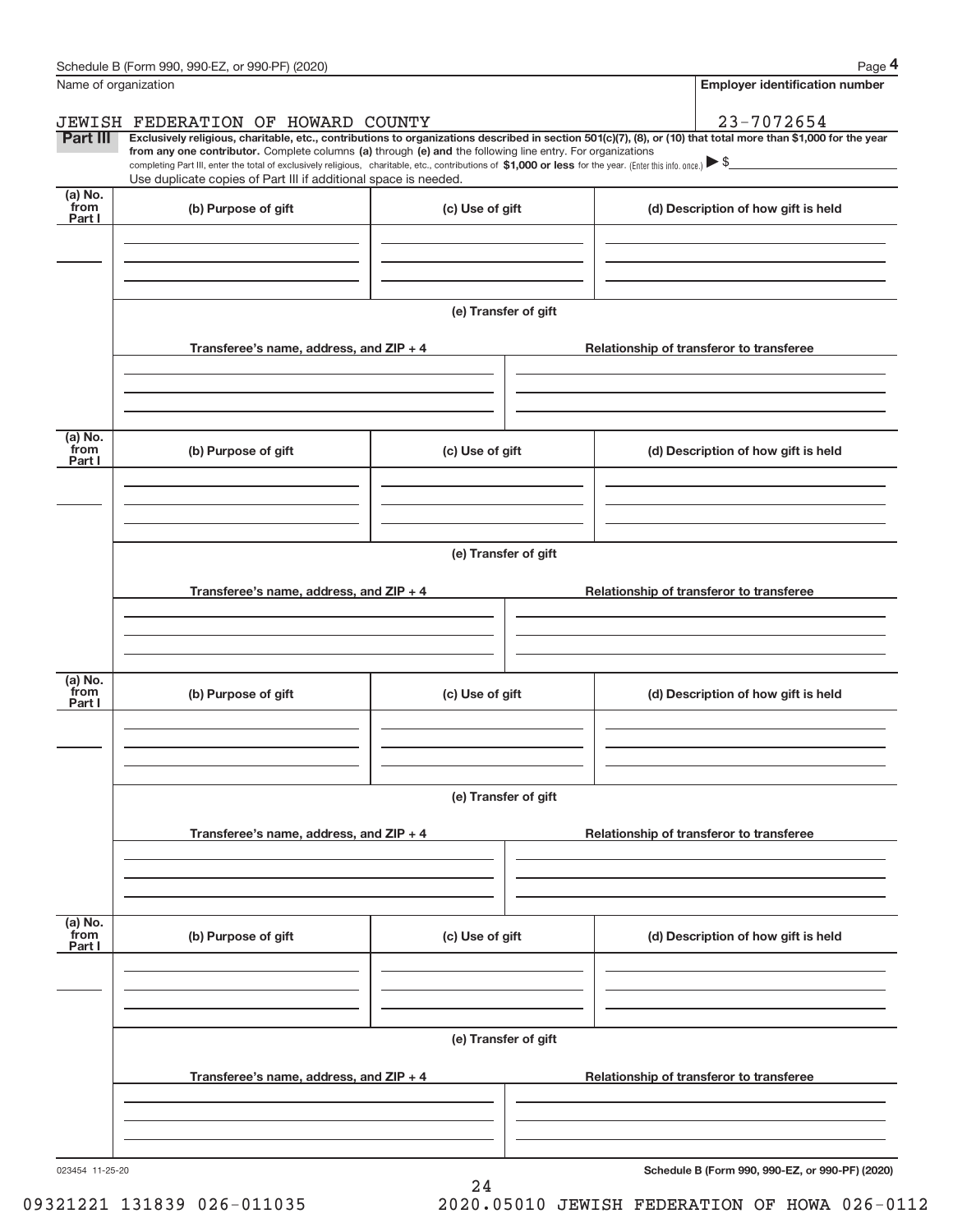Schedule B (Form 990, 990-EZ, or 990-PF) (2020) Page **4**

Name of organization: JEWISH FEDERATION OF HOWARD COUNTY

**Employer identification number**: 23-7072654

**Part III** **Exclusively religious, charitable, etc., contributions to organizations described in section 501(c)(7), (8), or (10) that total more than $1,000 for the year from any one contributor.** Complete columns **(a)** through **(e) and** the following line entry. For organizations completing Part III, enter the total of exclusively religious, charitable, etc., contributions of **$1,000 or less** for the year. (Enter this info. once.) ▶ $

Use duplicate copies of Part III if additional space is needed.

| (a) No. from Part I | (b) Purpose of gift | (c) Use of gift | (d) Description of how gift is held |
|---|---|---|---|
| | | | |

(e) Transfer of gift

| Transferee's name, address, and ZIP + 4 | Relationship of transferor to transferee |
|---|---|
| | |

| (a) No. from Part I | (b) Purpose of gift | (c) Use of gift | (d) Description of how gift is held |
|---|---|---|---|
| | | | |

(e) Transfer of gift

| Transferee's name, address, and ZIP + 4 | Relationship of transferor to transferee |
|---|---|
| | |

| (a) No. from Part I | (b) Purpose of gift | (c) Use of gift | (d) Description of how gift is held |
|---|---|---|---|
| | | | |

(e) Transfer of gift

| Transferee's name, address, and ZIP + 4 | Relationship of transferor to transferee |
|---|---|
| | |

| (a) No. from Part I | (b) Purpose of gift | (c) Use of gift | (d) Description of how gift is held |
|---|---|---|---|
| | | | |

(e) Transfer of gift

| Transferee's name, address, and ZIP + 4 | Relationship of transferor to transferee |
|---|---|
| | |

023454 11-25-20 **Schedule B (Form 990, 990-EZ, or 990-PF) (2020)**

09321221 131839 026-011035 2020.05010 JEWISH FEDERATION OF HOWA 026-0112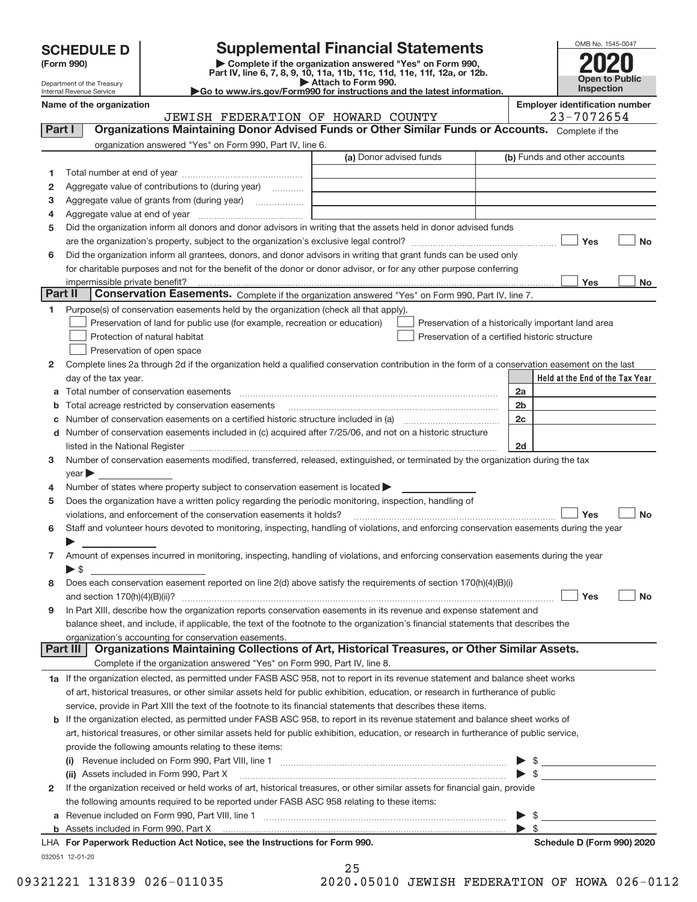# SCHEDULE D (Form 990)

Department of the Treasury
Internal Revenue Service

## Supplemental Financial Statements

▶ Complete if the organization answered "Yes" on Form 990, Part IV, line 6, 7, 8, 9, 10, 11a, 11b, 11c, 11d, 11e, 11f, 12a, or 12b.
▶ Attach to Form 990.
▶Go to www.irs.gov/Form990 for instructions and the latest information.

OMB No. 1545-0047
**2020**
**Open to Public Inspection**

**Name of the organization:** JEWISH FEDERATION OF HOWARD COUNTY
**Employer identification number:** 23-7072654

### Part I — Organizations Maintaining Donor Advised Funds or Other Similar Funds or Accounts. Complete if the organization answered "Yes" on Form 990, Part IV, line 6.

| | | (a) Donor advised funds | (b) Funds and other accounts |
|---|---|---|---|
| 1 | Total number at end of year | | |
| 2 | Aggregate value of contributions to (during year) | | |
| 3 | Aggregate value of grants from (during year) | | |
| 4 | Aggregate value at end of year | | |

5 Did the organization inform all donors and donor advisors in writing that the assets held in donor advised funds are the organization's property, subject to the organization's exclusive legal control? ☐ Yes ☐ No

6 Did the organization inform all grantees, donors, and donor advisors in writing that grant funds can be used only for charitable purposes and not for the benefit of the donor or donor advisor, or for any other purpose conferring impermissible private benefit? ☐ Yes ☐ No

### Part II — Conservation Easements. Complete if the organization answered "Yes" on Form 990, Part IV, line 7.

1 Purpose(s) of conservation easements held by the organization (check all that apply).
- ☐ Preservation of land for public use (for example, recreation or education)
- ☐ Protection of natural habitat
- ☐ Preservation of open space
- ☐ Preservation of a historically important land area
- ☐ Preservation of a certified historic structure

2 Complete lines 2a through 2d if the organization held a qualified conservation contribution in the form of a conservation easement on the last day of the tax year.

| | | | Held at the End of the Tax Year |
|---|---|---|---|
| a | Total number of conservation easements | 2a | |
| b | Total acreage restricted by conservation easements | 2b | |
| c | Number of conservation easements on a certified historic structure included in (a) | 2c | |
| d | Number of conservation easements included in (c) acquired after 7/25/06, and not on a historic structure listed in the National Register | 2d | |

3 Number of conservation easements modified, transferred, released, extinguished, or terminated by the organization during the tax year ▶

4 Number of states where property subject to conservation easement is located ▶

5 Does the organization have a written policy regarding the periodic monitoring, inspection, handling of violations, and enforcement of the conservation easements it holds? ☐ Yes ☐ No

6 Staff and volunteer hours devoted to monitoring, inspecting, handling of violations, and enforcing conservation easements during the year ▶

7 Amount of expenses incurred in monitoring, inspecting, handling of violations, and enforcing conservation easements during the year ▶ $

8 Does each conservation easement reported on line 2(d) above satisfy the requirements of section 170(h)(4)(B)(i) and section 170(h)(4)(B)(ii)? ☐ Yes ☐ No

9 In Part XIII, describe how the organization reports conservation easements in its revenue and expense statement and balance sheet, and include, if applicable, the text of the footnote to the organization's financial statements that describes the organization's accounting for conservation easements.

### Part III — Organizations Maintaining Collections of Art, Historical Treasures, or Other Similar Assets. Complete if the organization answered "Yes" on Form 990, Part IV, line 8.

1a If the organization elected, as permitted under FASB ASC 958, not to report in its revenue statement and balance sheet works of art, historical treasures, or other similar assets held for public exhibition, education, or research in furtherance of public service, provide in Part XIII the text of the footnote to its financial statements that describes these items.

b If the organization elected, as permitted under FASB ASC 958, to report in its revenue statement and balance sheet works of art, historical treasures, or other similar assets held for public exhibition, education, or research in furtherance of public service, provide the following amounts relating to these items:

(i) Revenue included on Form 990, Part VIII, line 1 ▶ $

(ii) Assets included in Form 990, Part X ▶ $

2 If the organization received or held works of art, historical treasures, or other similar assets for financial gain, provide the following amounts required to be reported under FASB ASC 958 relating to these items:

a Revenue included on Form 990, Part VIII, line 1 ▶ $

b Assets included in Form 990, Part X ▶ $

LHA For Paperwork Reduction Act Notice, see the Instructions for Form 990. Schedule D (Form 990) 2020

032051 12-01-20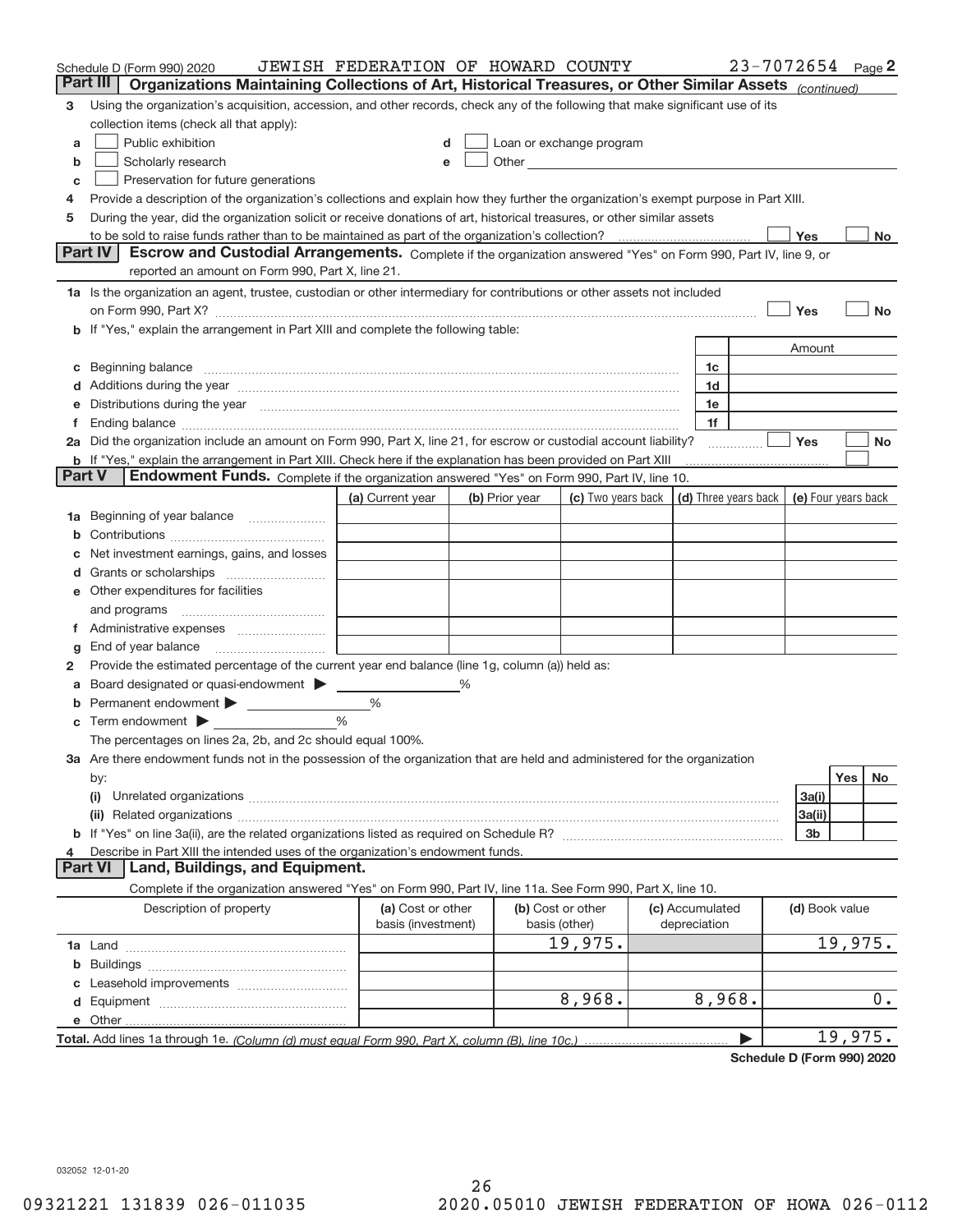Schedule D (Form 990) 2020 JEWISH FEDERATION OF HOWARD COUNTY 23-7072654 Page 2

## Part III Organizations Maintaining Collections of Art, Historical Treasures, or Other Similar Assets *(continued)*

3 Using the organization's acquisition, accession, and other records, check any of the following that make significant use of its collection items (check all that apply):

a ☐ Public exhibition
b ☐ Scholarly research
c ☐ Preservation for future generations
d ☐ Loan or exchange program
e ☐ Other

4 Provide a description of the organization's collections and explain how they further the organization's exempt purpose in Part XIII.

5 During the year, did the organization solicit or receive donations of art, historical treasures, or other similar assets to be sold to raise funds rather than to be maintained as part of the organization's collection? ☐ Yes ☐ No

## Part IV Escrow and Custodial Arrangements.

Complete if the organization answered "Yes" on Form 990, Part IV, line 9, or reported an amount on Form 990, Part X, line 21.

1a Is the organization an agent, trustee, custodian or other intermediary for contributions or other assets not included on Form 990, Part X? ☐ Yes ☐ No

b If "Yes," explain the arrangement in Part XIII and complete the following table:

| | | Amount |
|---|---|---|
| c Beginning balance | 1c | |
| d Additions during the year | 1d | |
| e Distributions during the year | 1e | |
| f Ending balance | 1f | |

2a Did the organization include an amount on Form 990, Part X, line 21, for escrow or custodial account liability? ☐ Yes ☐ No

b If "Yes," explain the arrangement in Part XIII. Check here if the explanation has been provided on Part XIII ☐

## Part V Endowment Funds.

Complete if the organization answered "Yes" on Form 990, Part IV, line 10.

| | (a) Current year | (b) Prior year | (c) Two years back | (d) Three years back | (e) Four years back |
|---|---|---|---|---|---|
| 1a Beginning of year balance | | | | | |
| b Contributions | | | | | |
| c Net investment earnings, gains, and losses | | | | | |
| d Grants or scholarships | | | | | |
| e Other expenditures for facilities and programs | | | | | |
| f Administrative expenses | | | | | |
| g End of year balance | | | | | |

2 Provide the estimated percentage of the current year end balance (line 1g, column (a)) held as:

a Board designated or quasi-endowment ▶ ____ %
b Permanent endowment ▶ ____ %
c Term endowment ▶ ____ %

The percentages on lines 2a, 2b, and 2c should equal 100%.

3a Are there endowment funds not in the possession of the organization that are held and administered for the organization by:

| | | Yes | No |
|---|---|---|---|
| (i) Unrelated organizations | 3a(i) | | |
| (ii) Related organizations | 3a(ii) | | |
| b If "Yes" on line 3a(ii), are the related organizations listed as required on Schedule R? | 3b | | |

4 Describe in Part XIII the intended uses of the organization's endowment funds.

## Part VI Land, Buildings, and Equipment.

Complete if the organization answered "Yes" on Form 990, Part IV, line 11a. See Form 990, Part X, line 10.

| Description of property | (a) Cost or other basis (investment) | (b) Cost or other basis (other) | (c) Accumulated depreciation | (d) Book value |
|---|---|---|---|---|
| 1a Land | | 19,975. | | 19,975. |
| b Buildings | | | | |
| c Leasehold improvements | | | | |
| d Equipment | | 8,968. | 8,968. | 0. |
| e Other | | | | |
| **Total.** Add lines 1a through 1e. *(Column (d) must equal Form 990, Part X, column (B), line 10c.)* | | | ▶ | 19,975. |

**Schedule D (Form 990) 2020**

032052 12-01-20

09321221 131839 026-011035 2020.05010 JEWISH FEDERATION OF HOWA 026-0112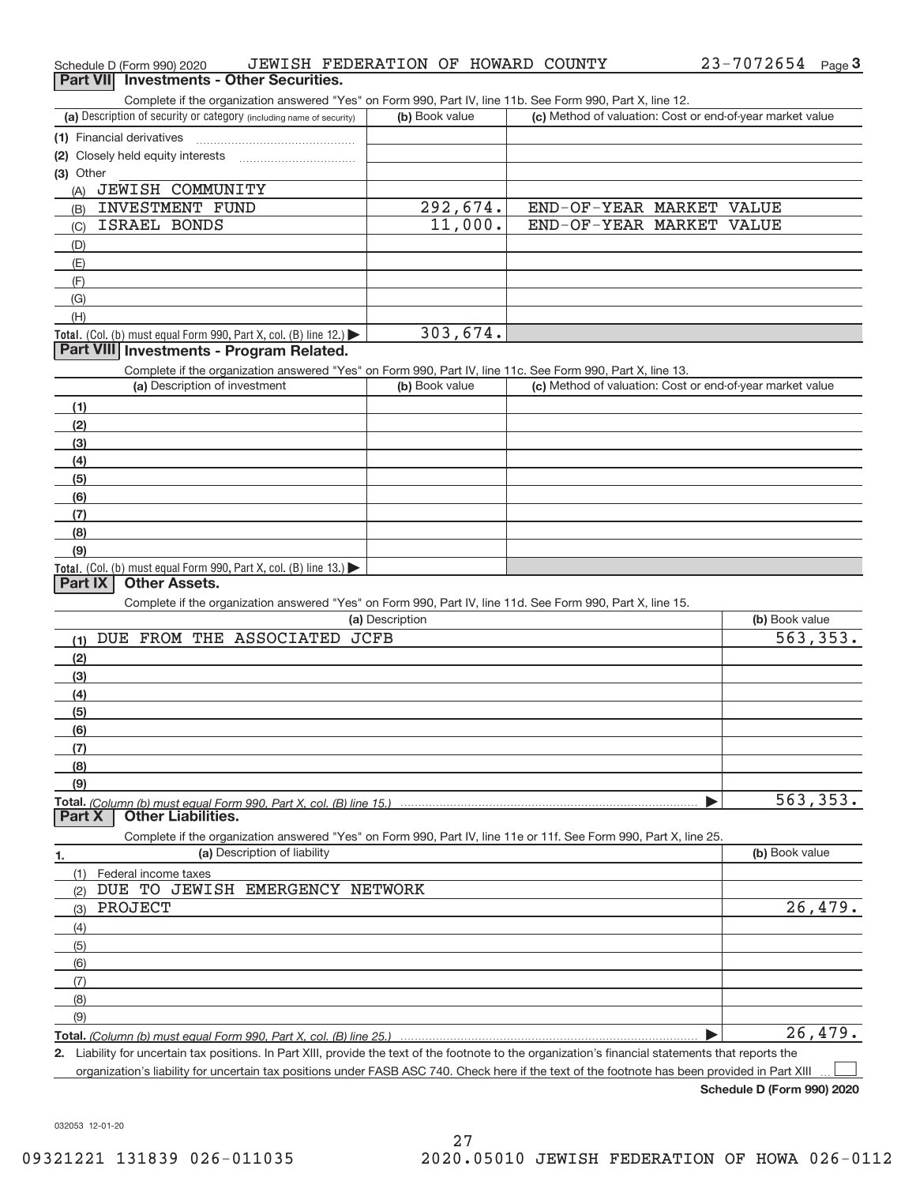Schedule D (Form 990) 2020 JEWISH FEDERATION OF HOWARD COUNTY 23-7072654 Page 3

## Part VII Investments - Other Securities.

Complete if the organization answered "Yes" on Form 990, Part IV, line 11b. See Form 990, Part X, line 12.

| (a) Description of security or category (including name of security) | (b) Book value | (c) Method of valuation: Cost or end-of-year market value |
|---|---|---|
| (1) Financial derivatives | | |
| (2) Closely held equity interests | | |
| (3) Other | | |
| (A) JEWISH COMMUNITY | | |
| (B) INVESTMENT FUND | 292,674. | END-OF-YEAR MARKET VALUE |
| (C) ISRAEL BONDS | 11,000. | END-OF-YEAR MARKET VALUE |
| (D) | | |
| (E) | | |
| (F) | | |
| (G) | | |
| (H) | | |
| Total. (Col. (b) must equal Form 990, Part X, col. (B) line 12.) | 303,674. | |

## Part VIII Investments - Program Related.

Complete if the organization answered "Yes" on Form 990, Part IV, line 11c. See Form 990, Part X, line 13.

| (a) Description of investment | (b) Book value | (c) Method of valuation: Cost or end-of-year market value |
|---|---|---|
| (1) | | |
| (2) | | |
| (3) | | |
| (4) | | |
| (5) | | |
| (6) | | |
| (7) | | |
| (8) | | |
| (9) | | |
| Total. (Col. (b) must equal Form 990, Part X, col. (B) line 13.) | | |

## Part IX Other Assets.

Complete if the organization answered "Yes" on Form 990, Part IV, line 11d. See Form 990, Part X, line 15.

| (a) Description | (b) Book value |
|---|---|
| (1) DUE FROM THE ASSOCIATED JCFB | 563,353. |
| (2) | |
| (3) | |
| (4) | |
| (5) | |
| (6) | |
| (7) | |
| (8) | |
| (9) | |
| Total. (Column (b) must equal Form 990, Part X, col. (B) line 15.) | 563,353. |

## Part X Other Liabilities.

Complete if the organization answered "Yes" on Form 990, Part IV, line 11e or 11f. See Form 990, Part X, line 25.

| 1. (a) Description of liability | (b) Book value |
|---|---|
| (1) Federal income taxes | |
| (2) DUE TO JEWISH EMERGENCY NETWORK | |
| (3) PROJECT | 26,479. |
| (4) | |
| (5) | |
| (6) | |
| (7) | |
| (8) | |
| (9) | |
| Total. (Column (b) must equal Form 990, Part X, col. (B) line 25.) | 26,479. |

2. Liability for uncertain tax positions. In Part XIII, provide the text of the footnote to the organization's financial statements that reports the organization's liability for uncertain tax positions under FASB ASC 740. Check here if the text of the footnote has been provided in Part XIII ☐

Schedule D (Form 990) 2020

032053 12-01-20

09321221 131839 026-011035 2020.05010 JEWISH FEDERATION OF HOWA 026-0112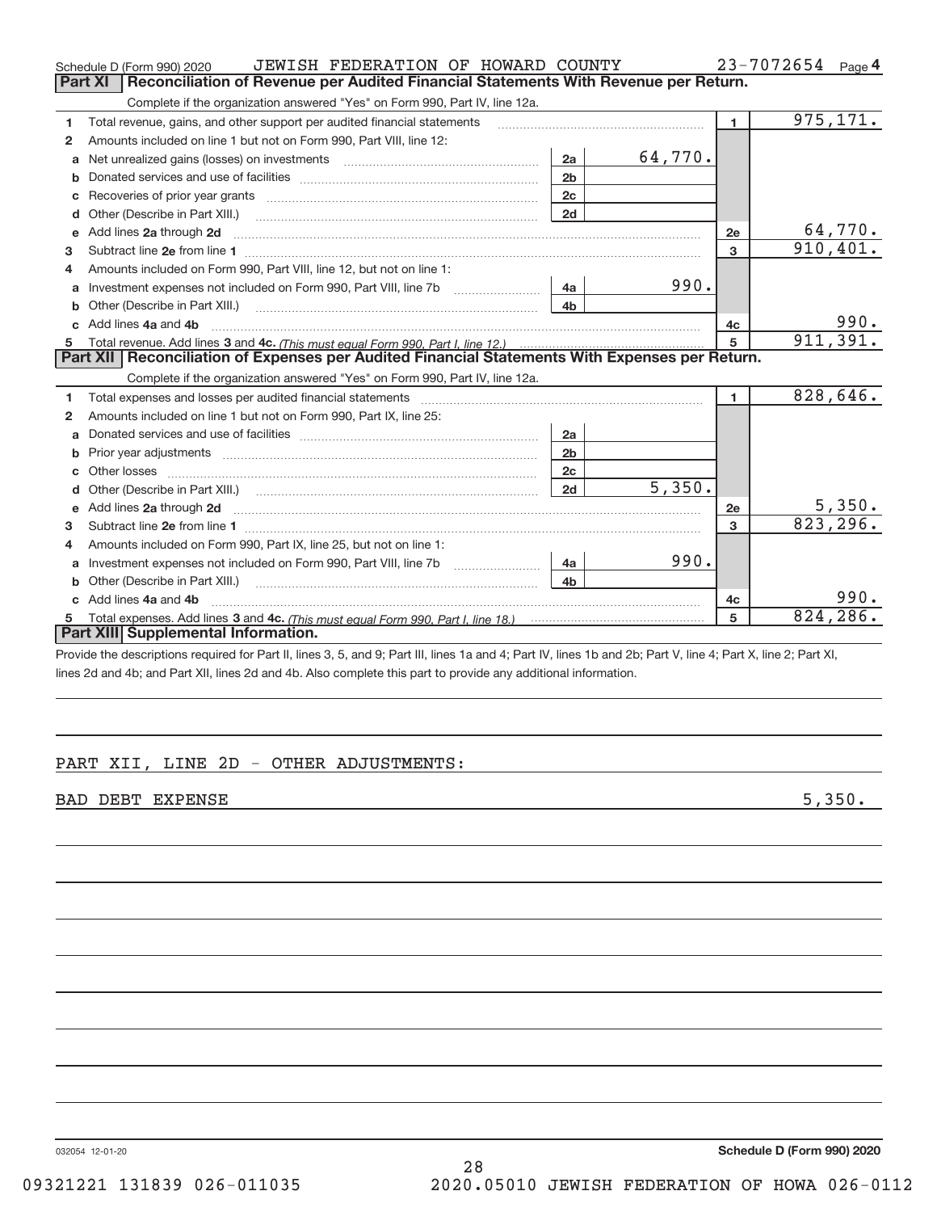Schedule D (Form 990) 2020 JEWISH FEDERATION OF HOWARD COUNTY 23-7072654 Page 4

## Part XI Reconciliation of Revenue per Audited Financial Statements With Revenue per Return.

Complete if the organization answered "Yes" on Form 990, Part IV, line 12a.

| | | | | | |
|---|---|---|---|---|---|
| 1 | Total revenue, gains, and other support per audited financial statements | | | 1 | 975,171. |
| 2 | Amounts included on line 1 but not on Form 990, Part VIII, line 12: | | | | |
| a | Net unrealized gains (losses) on investments | 2a | 64,770. | | |
| b | Donated services and use of facilities | 2b | | | |
| c | Recoveries of prior year grants | 2c | | | |
| d | Other (Describe in Part XIII.) | 2d | | | |
| e | Add lines 2a through 2d | | | 2e | 64,770. |
| 3 | Subtract line 2e from line 1 | | | 3 | 910,401. |
| 4 | Amounts included on Form 990, Part VIII, line 12, but not on line 1: | | | | |
| a | Investment expenses not included on Form 990, Part VIII, line 7b | 4a | 990. | | |
| b | Other (Describe in Part XIII.) | 4b | | | |
| c | Add lines 4a and 4b | | | 4c | 990. |
| 5 | Total revenue. Add lines 3 and 4c. *(This must equal Form 990, Part I, line 12.)* | | | 5 | 911,391. |

## Part XII Reconciliation of Expenses per Audited Financial Statements With Expenses per Return.

Complete if the organization answered "Yes" on Form 990, Part IV, line 12a.

| | | | | | |
|---|---|---|---|---|---|
| 1 | Total expenses and losses per audited financial statements | | | 1 | 828,646. |
| 2 | Amounts included on line 1 but not on Form 990, Part IX, line 25: | | | | |
| a | Donated services and use of facilities | 2a | | | |
| b | Prior year adjustments | 2b | | | |
| c | Other losses | 2c | | | |
| d | Other (Describe in Part XIII.) | 2d | 5,350. | | |
| e | Add lines 2a through 2d | | | 2e | 5,350. |
| 3 | Subtract line 2e from line 1 | | | 3 | 823,296. |
| 4 | Amounts included on Form 990, Part IX, line 25, but not on line 1: | | | | |
| a | Investment expenses not included on Form 990, Part VIII, line 7b | 4a | 990. | | |
| b | Other (Describe in Part XIII.) | 4b | | | |
| c | Add lines 4a and 4b | | | 4c | 990. |
| 5 | Total expenses. Add lines 3 and 4c. *(This must equal Form 990, Part I, line 18.)* | | | 5 | 824,286. |

## Part XIII Supplemental Information.

Provide the descriptions required for Part II, lines 3, 5, and 9; Part III, lines 1a and 4; Part IV, lines 1b and 2b; Part V, line 4; Part X, line 2; Part XI, lines 2d and 4b; and Part XII, lines 2d and 4b. Also complete this part to provide any additional information.

PART XII, LINE 2D - OTHER ADJUSTMENTS:

BAD DEBT EXPENSE 5,350.

032054 12-01-20 Schedule D (Form 990) 2020

09321221 131839 026-011035 2020.05010 JEWISH FEDERATION OF HOWA 026-0112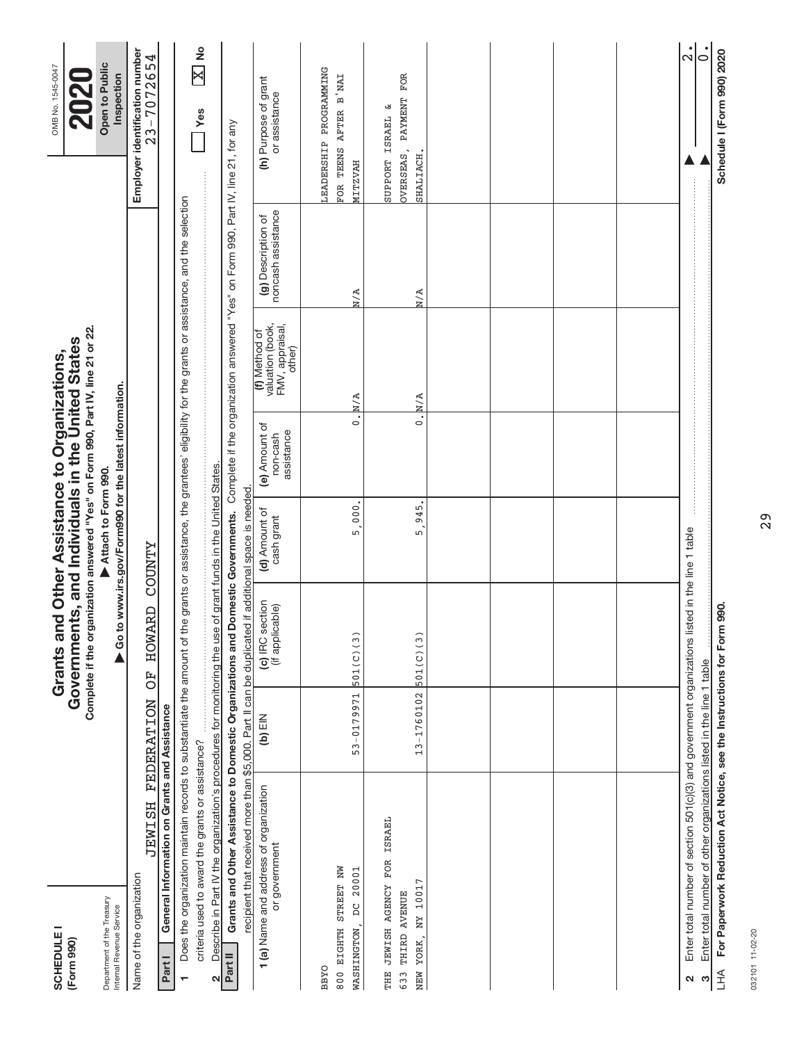**SCHEDULE I**
**(Form 990)**

Department of the Treasury
Internal Revenue Service

# Grants and Other Assistance to Organizations, Governments, and Individuals in the United States

**Complete if the organization answered "Yes" on Form 990, Part IV, line 21 or 22.**
**▶ Attach to Form 990.**
**▶ Go to www.irs.gov/Form990 for the latest information.**

OMB No. 1545-0047
**2020**
**Open to Public Inspection**

Name of the organization: JEWISH FEDERATION OF HOWARD COUNTY

Employer identification number: 23-7072654

**Part I — General Information on Grants and Assistance**

1 Does the organization maintain records to substantiate the amount of the grants or assistance, the grantees' eligibility for the grants or assistance, and the selection criteria used to award the grants or assistance? ☐ Yes ☒ No

2 Describe in Part IV the organization's procedures for monitoring the use of grant funds in the United States.

**Part II — Grants and Other Assistance to Domestic Organizations and Domestic Governments.** Complete if the organization answered "Yes" on Form 990, Part IV, line 21, for any recipient that received more than $5,000. Part II can be duplicated if additional space is needed.

| 1 (a) Name and address of organization or government | (b) EIN | (c) IRC section (if applicable) | (d) Amount of cash grant | (e) Amount of non-cash assistance | (f) Method of valuation (book, FMV, appraisal, other) | (g) Description of noncash assistance | (h) Purpose of grant or assistance |
|---|---|---|---|---|---|---|---|
| BBYO<br>800 EIGHTH STREET NW<br>WASHINGTON, DC 20001 | 53-0179971 | 501(C)(3) | 5,000. | 0. | N/A | N/A | LEADERSHIP PROGRAMMING FOR TEENS AFTER B'NAI MITZVAH |
| THE JEWISH AGENCY FOR ISRAEL<br>633 THIRD AVENUE<br>NEW YORK, NY 10017 | 13-1760102 | 501(C)(3) | 5,945. | 0. | N/A | N/A | SUPPORT ISRAEL & OVERSEAS, PAYMENT FOR SHALIACH. |

2 Enter total number of section 501(c)(3) and government organizations listed in the line 1 table ▶ 2.

3 Enter total number of other organizations listed in the line 1 table ▶ 0.

LHA **For Paperwork Reduction Act Notice, see the Instructions for Form 990.** **Schedule I (Form 990) 2020**

032101 11-02-20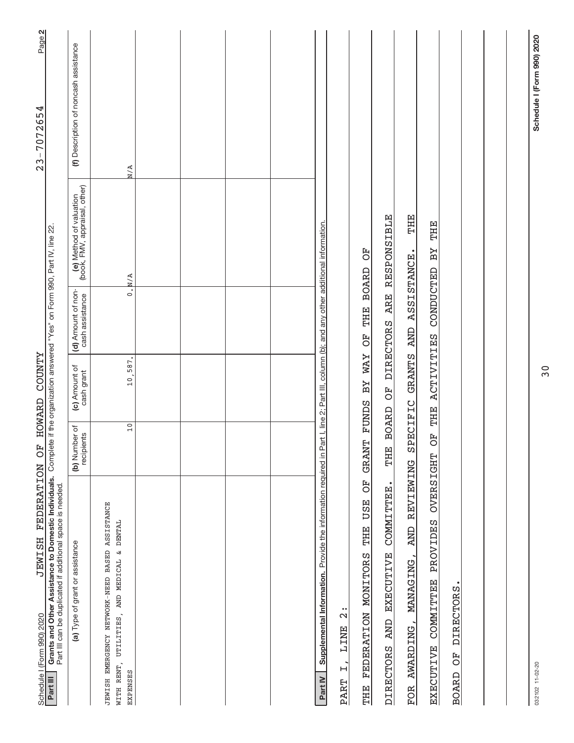Schedule I (Form 990) 2020 JEWISH FEDERATION OF HOWARD COUNTY 23-7072654 Page 2

**Part III Grants and Other Assistance to Domestic Individuals.** Complete if the organization answered "Yes" on Form 990, Part IV, line 22.
Part III can be duplicated if additional space is needed.

| (a) Type of grant or assistance | (b) Number of recipients | (c) Amount of cash grant | (d) Amount of non-cash assistance | (e) Method of valuation (book, FMV, appraisal, other) | (f) Description of noncash assistance |
|---|---|---|---|---|---|
| JEWISH EMERGENCY NETWORK-NEED BASED ASSISTANCE WITH RENT, UTILITIES, AND MEDICAL & DENTAL EXPENSES | 10 | 10,587. | 0. | N/A | N/A |
| | | | | | |
| | | | | | |
| | | | | | |
| | | | | | |

**Part IV Supplemental Information.** Provide the information required in Part I, line 2; Part III, column (b); and any other additional information.

PART I, LINE 2:

THE FEDERATION MONITORS THE USE OF GRANT FUNDS BY WAY OF THE BOARD OF DIRECTORS AND EXECUTIVE COMMITTEE. THE BOARD OF DIRECTORS ARE RESPONSIBLE FOR AWARDING, MANAGING, AND REVIEWING SPECIFIC GRANTS AND ASSISTANCE. THE EXECUTIVE COMMITTEE PROVIDES OVERSIGHT OF THE ACTIVITIES CONDUCTED BY THE BOARD OF DIRECTORS.

032102 11-02-20 Schedule I (Form 990) 2020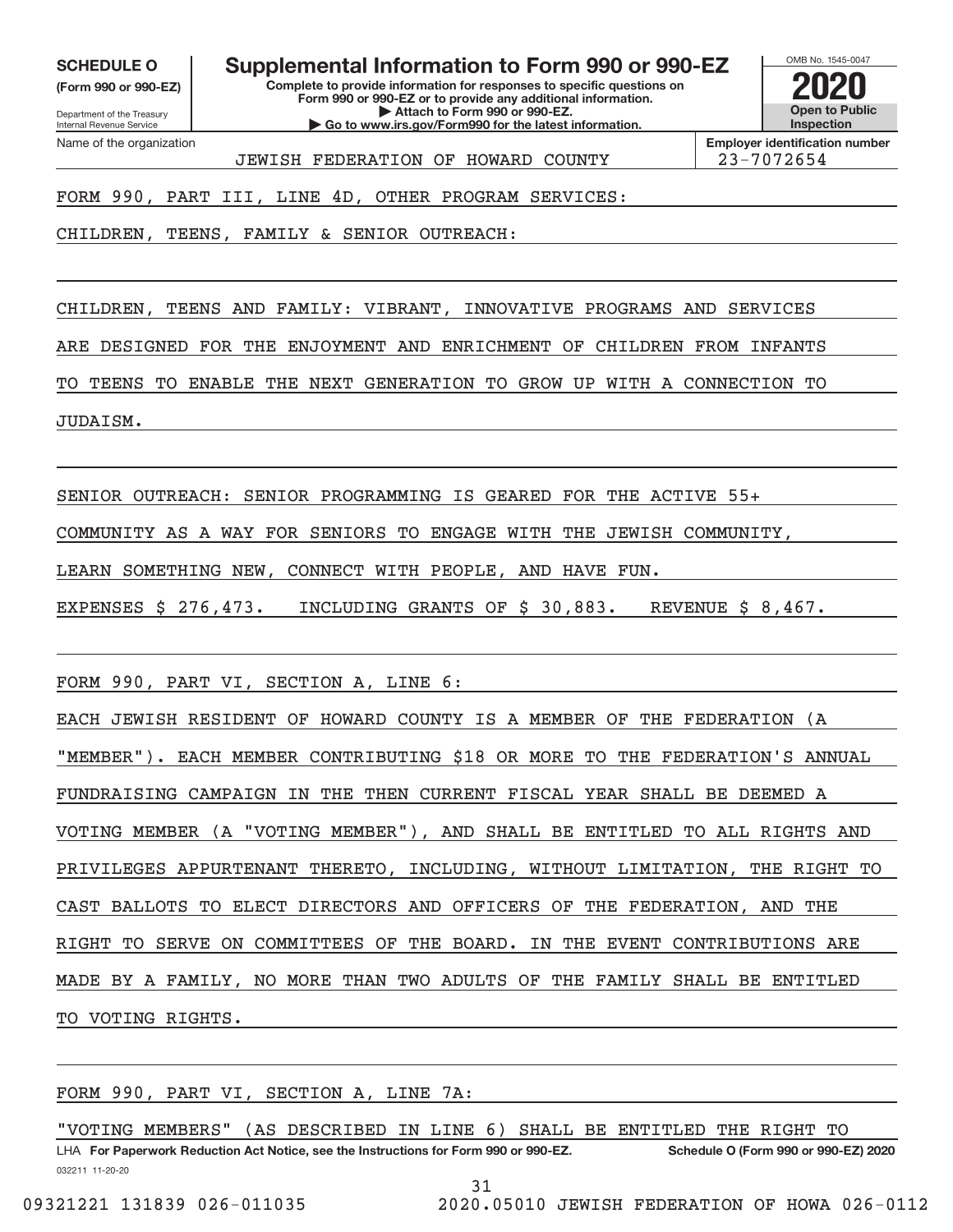**SCHEDULE O**
**(Form 990 or 990-EZ)**

Department of the Treasury
Internal Revenue Service

# Supplemental Information to Form 990 or 990-EZ

**Complete to provide information for responses to specific questions on Form 990 or 990-EZ or to provide any additional information.**
**▶ Attach to Form 990 or 990-EZ.**
**▶ Go to www.irs.gov/Form990 for the latest information.**

OMB No. 1545-0047
**2020**
**Open to Public Inspection**

Name of the organization: JEWISH FEDERATION OF HOWARD COUNTY
**Employer identification number:** 23-7072654

FORM 990, PART III, LINE 4D, OTHER PROGRAM SERVICES:

CHILDREN, TEENS, FAMILY & SENIOR OUTREACH:

CHILDREN, TEENS AND FAMILY: VIBRANT, INNOVATIVE PROGRAMS AND SERVICES ARE DESIGNED FOR THE ENJOYMENT AND ENRICHMENT OF CHILDREN FROM INFANTS TO TEENS TO ENABLE THE NEXT GENERATION TO GROW UP WITH A CONNECTION TO JUDAISM.

SENIOR OUTREACH: SENIOR PROGRAMMING IS GEARED FOR THE ACTIVE 55+ COMMUNITY AS A WAY FOR SENIORS TO ENGAGE WITH THE JEWISH COMMUNITY, LEARN SOMETHING NEW, CONNECT WITH PEOPLE, AND HAVE FUN.

EXPENSES $ 276,473. INCLUDING GRANTS OF $ 30,883. REVENUE $ 8,467.

FORM 990, PART VI, SECTION A, LINE 6:

EACH JEWISH RESIDENT OF HOWARD COUNTY IS A MEMBER OF THE FEDERATION (A "MEMBER"). EACH MEMBER CONTRIBUTING $18 OR MORE TO THE FEDERATION'S ANNUAL FUNDRAISING CAMPAIGN IN THE THEN CURRENT FISCAL YEAR SHALL BE DEEMED A VOTING MEMBER (A "VOTING MEMBER"), AND SHALL BE ENTITLED TO ALL RIGHTS AND PRIVILEGES APPURTENANT THERETO, INCLUDING, WITHOUT LIMITATION, THE RIGHT TO CAST BALLOTS TO ELECT DIRECTORS AND OFFICERS OF THE FEDERATION, AND THE RIGHT TO SERVE ON COMMITTEES OF THE BOARD. IN THE EVENT CONTRIBUTIONS ARE MADE BY A FAMILY, NO MORE THAN TWO ADULTS OF THE FAMILY SHALL BE ENTITLED TO VOTING RIGHTS.

FORM 990, PART VI, SECTION A, LINE 7A:

"VOTING MEMBERS" (AS DESCRIBED IN LINE 6) SHALL BE ENTITLED THE RIGHT TO

LHA **For Paperwork Reduction Act Notice, see the Instructions for Form 990 or 990-EZ.** **Schedule O (Form 990 or 990-EZ) 2020**

032211 11-20-20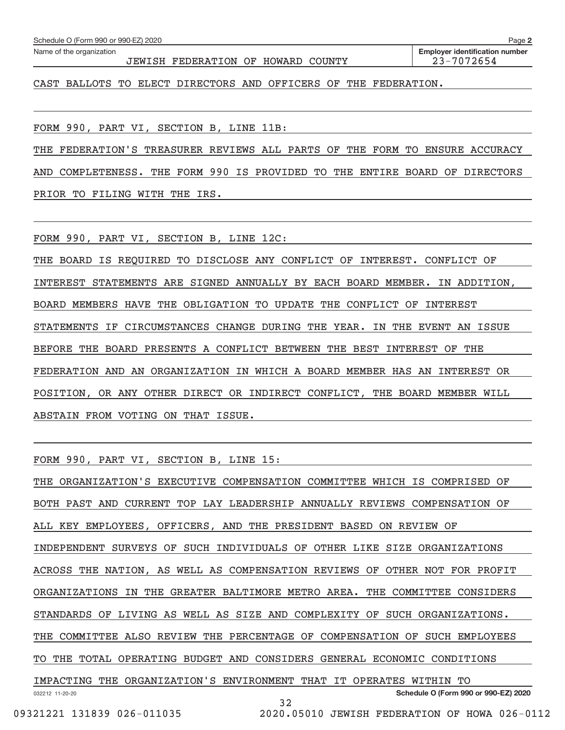Schedule O (Form 990 or 990-EZ) 2020

Name of the organization: JEWISH FEDERATION OF HOWARD COUNTY

Employer identification number: 23-7072654

CAST BALLOTS TO ELECT DIRECTORS AND OFFICERS OF THE FEDERATION.

FORM 990, PART VI, SECTION B, LINE 11B:

THE FEDERATION'S TREASURER REVIEWS ALL PARTS OF THE FORM TO ENSURE ACCURACY AND COMPLETENESS. THE FORM 990 IS PROVIDED TO THE ENTIRE BOARD OF DIRECTORS PRIOR TO FILING WITH THE IRS.

FORM 990, PART VI, SECTION B, LINE 12C:

THE BOARD IS REQUIRED TO DISCLOSE ANY CONFLICT OF INTEREST. CONFLICT OF INTEREST STATEMENTS ARE SIGNED ANNUALLY BY EACH BOARD MEMBER. IN ADDITION, BOARD MEMBERS HAVE THE OBLIGATION TO UPDATE THE CONFLICT OF INTEREST STATEMENTS IF CIRCUMSTANCES CHANGE DURING THE YEAR. IN THE EVENT AN ISSUE BEFORE THE BOARD PRESENTS A CONFLICT BETWEEN THE BEST INTEREST OF THE FEDERATION AND AN ORGANIZATION IN WHICH A BOARD MEMBER HAS AN INTEREST OR POSITION, OR ANY OTHER DIRECT OR INDIRECT CONFLICT, THE BOARD MEMBER WILL ABSTAIN FROM VOTING ON THAT ISSUE.

FORM 990, PART VI, SECTION B, LINE 15:

THE ORGANIZATION'S EXECUTIVE COMPENSATION COMMITTEE WHICH IS COMPRISED OF BOTH PAST AND CURRENT TOP LAY LEADERSHIP ANNUALLY REVIEWS COMPENSATION OF ALL KEY EMPLOYEES, OFFICERS, AND THE PRESIDENT BASED ON REVIEW OF INDEPENDENT SURVEYS OF SUCH INDIVIDUALS OF OTHER LIKE SIZE ORGANIZATIONS ACROSS THE NATION, AS WELL AS COMPENSATION REVIEWS OF OTHER NOT FOR PROFIT ORGANIZATIONS IN THE GREATER BALTIMORE METRO AREA. THE COMMITTEE CONSIDERS STANDARDS OF LIVING AS WELL AS SIZE AND COMPLEXITY OF SUCH ORGANIZATIONS. THE COMMITTEE ALSO REVIEW THE PERCENTAGE OF COMPENSATION OF SUCH EMPLOYEES TO THE TOTAL OPERATING BUDGET AND CONSIDERS GENERAL ECONOMIC CONDITIONS IMPACTING THE ORGANIZATION'S ENVIRONMENT THAT IT OPERATES WITHIN TO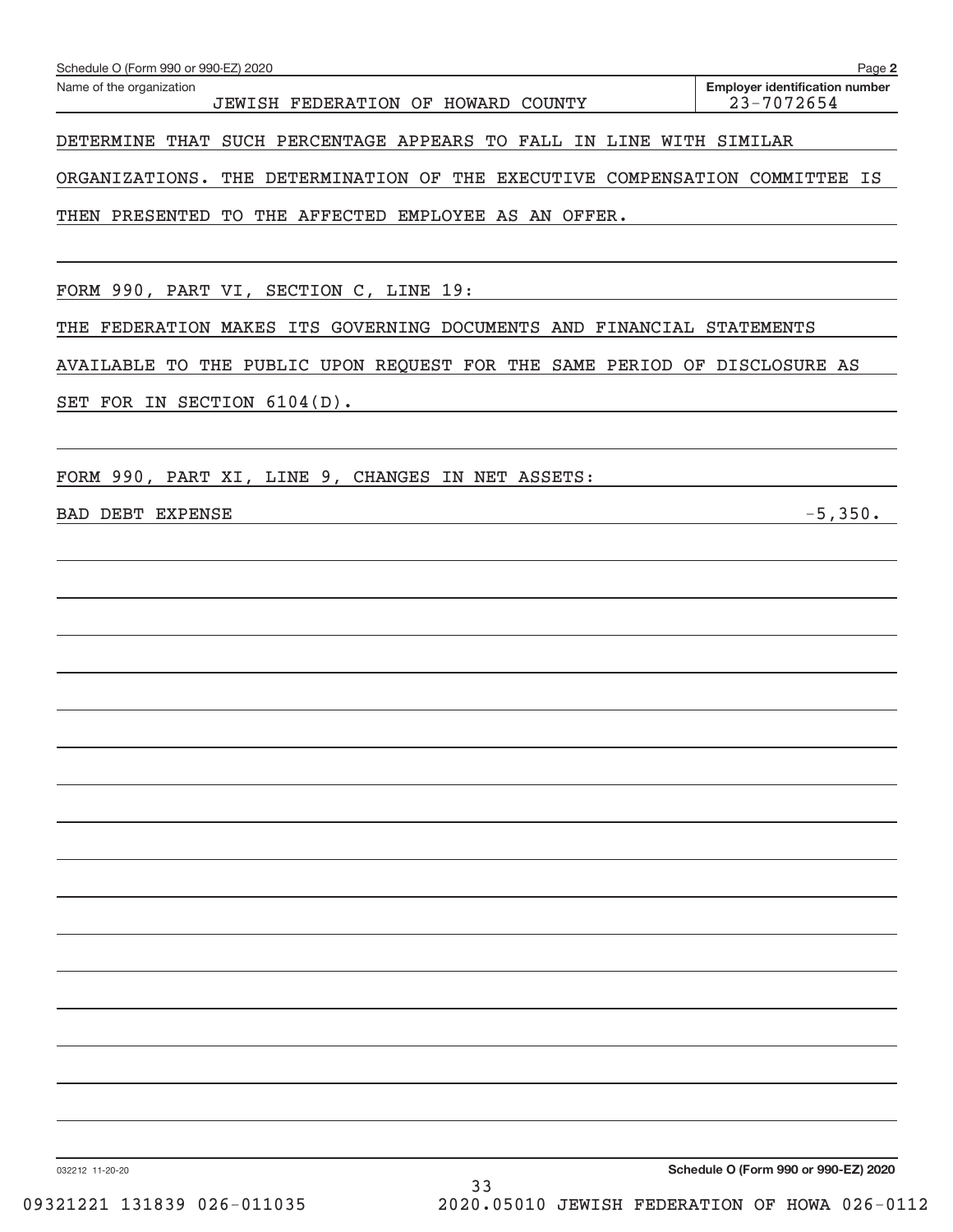Schedule O (Form 990 or 990-EZ) 2020

Name of the organization: JEWISH FEDERATION OF HOWARD COUNTY

Employer identification number: 23-7072654

DETERMINE THAT SUCH PERCENTAGE APPEARS TO FALL IN LINE WITH SIMILAR ORGANIZATIONS. THE DETERMINATION OF THE EXECUTIVE COMPENSATION COMMITTEE IS THEN PRESENTED TO THE AFFECTED EMPLOYEE AS AN OFFER.

FORM 990, PART VI, SECTION C, LINE 19:

THE FEDERATION MAKES ITS GOVERNING DOCUMENTS AND FINANCIAL STATEMENTS AVAILABLE TO THE PUBLIC UPON REQUEST FOR THE SAME PERIOD OF DISCLOSURE AS SET FOR IN SECTION 6104(D).

FORM 990, PART XI, LINE 9, CHANGES IN NET ASSETS:

| | |
|---|---|
| BAD DEBT EXPENSE | -5,350. |

032212 11-20-20

Schedule O (Form 990 or 990-EZ) 2020